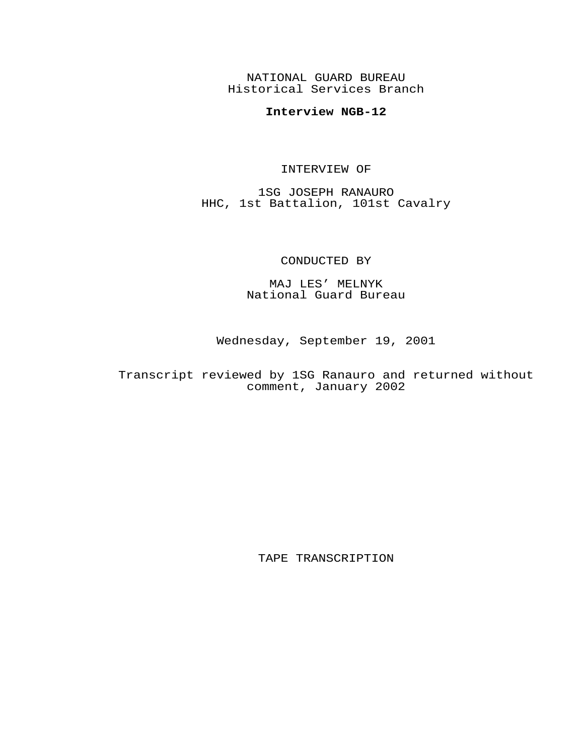NATIONAL GUARD BUREAU
Historical Services Branch

**Interview NGB-12**

INTERVIEW OF

1SG JOSEPH RANAURO
HHC, 1st Battalion, 101st Cavalry

CONDUCTED BY

MAJ LES’ MELNYK
National Guard Bureau

Wednesday, September 19, 2001

Transcript reviewed by 1SG Ranauro and returned without comment, January 2002

TAPE TRANSCRIPTION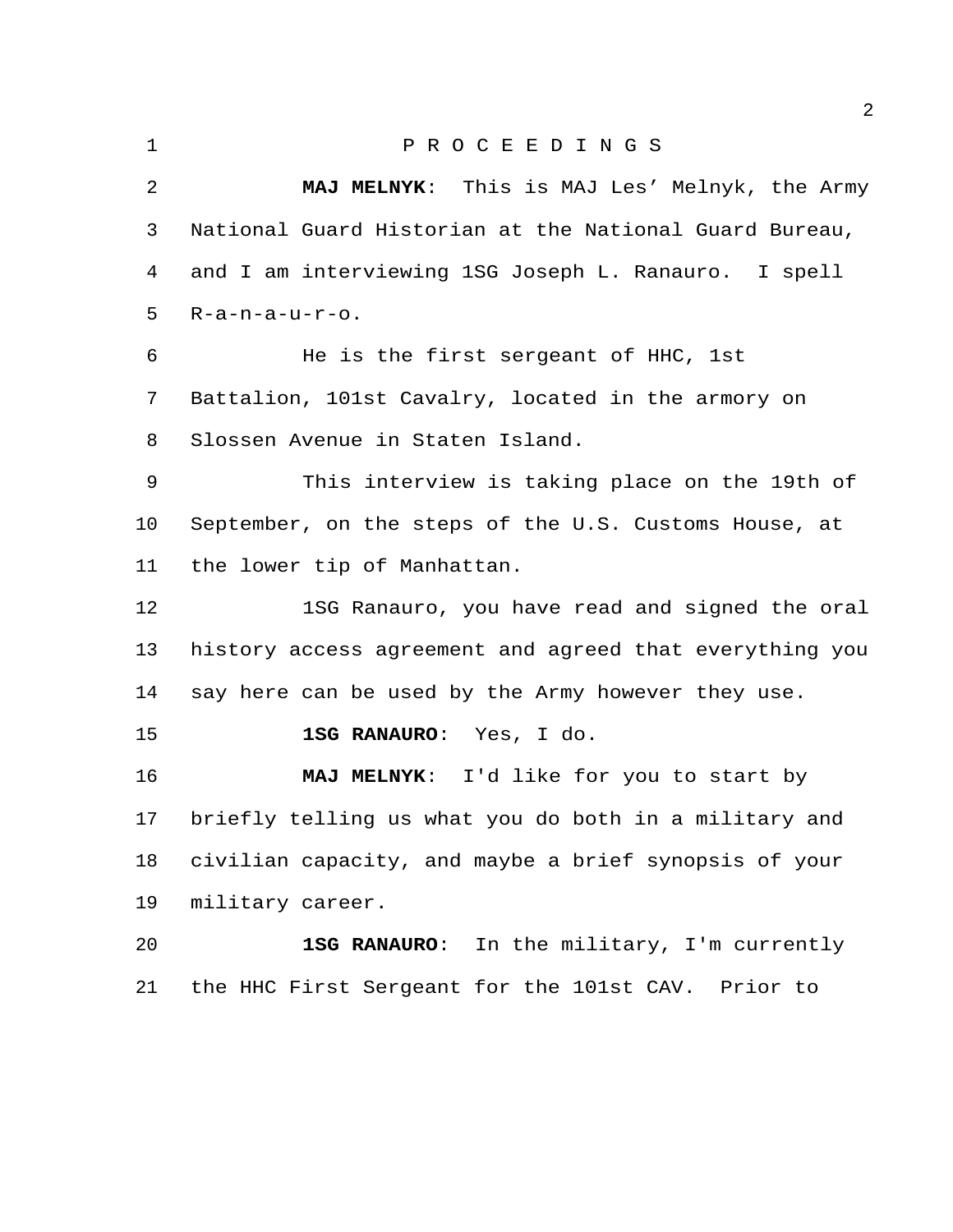P R O C E E D I N G S

**MAJ MELNYK**: This is MAJ Les' Melnyk, the Army National Guard Historian at the National Guard Bureau, and I am interviewing 1SG Joseph L. Ranauro. I spell R-a-n-a-u-r-o.

He is the first sergeant of HHC, 1st Battalion, 101st Cavalry, located in the armory on Slossen Avenue in Staten Island.

This interview is taking place on the 19th of September, on the steps of the U.S. Customs House, at the lower tip of Manhattan.

1SG Ranauro, you have read and signed the oral history access agreement and agreed that everything you say here can be used by the Army however they use.

**1SG RANAURO**: Yes, I do.

**MAJ MELNYK**: I'd like for you to start by briefly telling us what you do both in a military and civilian capacity, and maybe a brief synopsis of your military career.

**1SG RANAURO**: In the military, I'm currently the HHC First Sergeant for the 101st CAV. Prior to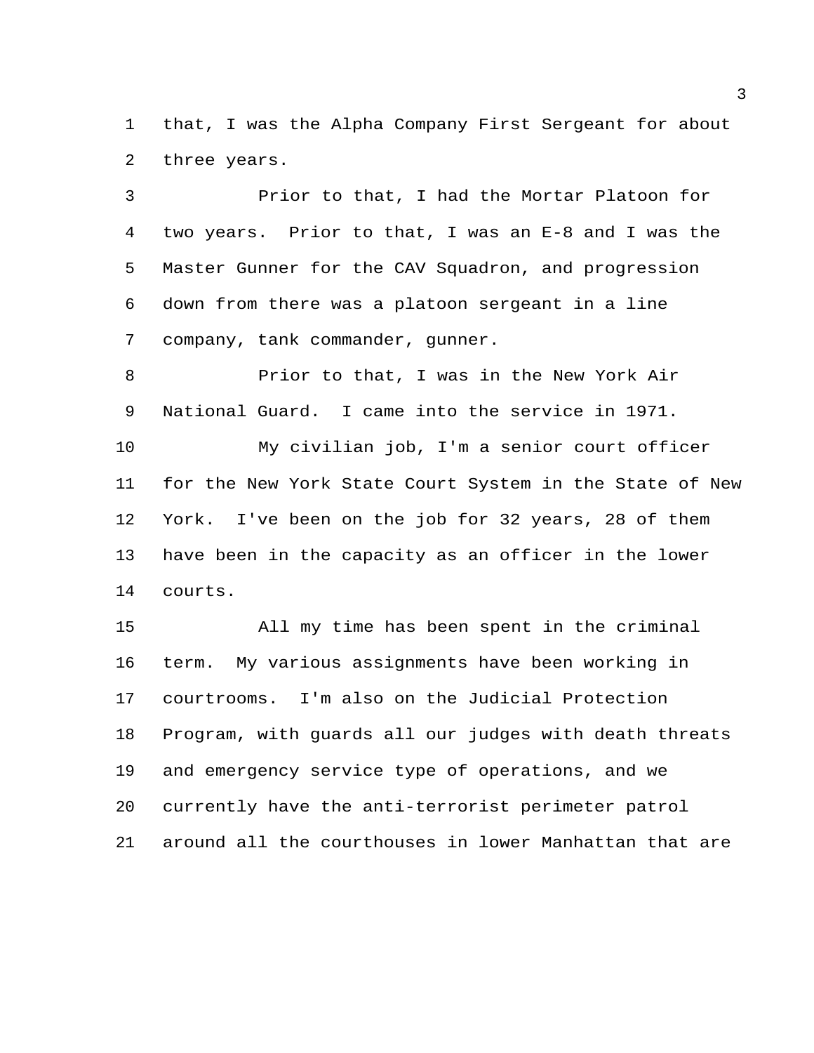that, I was the Alpha Company First Sergeant for about three years.

Prior to that, I had the Mortar Platoon for two years. Prior to that, I was an E-8 and I was the Master Gunner for the CAV Squadron, and progression down from there was a platoon sergeant in a line company, tank commander, gunner.

Prior to that, I was in the New York Air National Guard. I came into the service in 1971.

My civilian job, I'm a senior court officer for the New York State Court System in the State of New York. I've been on the job for 32 years, 28 of them have been in the capacity as an officer in the lower courts.

All my time has been spent in the criminal term. My various assignments have been working in courtrooms. I'm also on the Judicial Protection Program, with guards all our judges with death threats and emergency service type of operations, and we currently have the anti-terrorist perimeter patrol around all the courthouses in lower Manhattan that are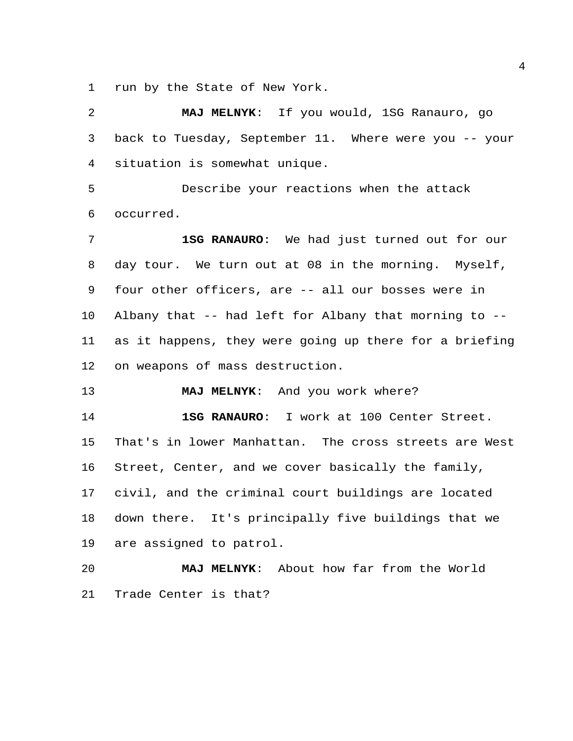run by the State of New York.

**MAJ MELNYK**: If you would, 1SG Ranauro, go back to Tuesday, September 11. Where were you -- your situation is somewhat unique.

Describe your reactions when the attack occurred.

**1SG RANAURO**: We had just turned out for our day tour. We turn out at 08 in the morning. Myself, four other officers, are -- all our bosses were in Albany that -- had left for Albany that morning to -- as it happens, they were going up there for a briefing on weapons of mass destruction.

**MAJ MELNYK**: And you work where?

**1SG RANAURO**: I work at 100 Center Street. That's in lower Manhattan. The cross streets are West Street, Center, and we cover basically the family, civil, and the criminal court buildings are located down there. It's principally five buildings that we are assigned to patrol.

**MAJ MELNYK**: About how far from the World Trade Center is that?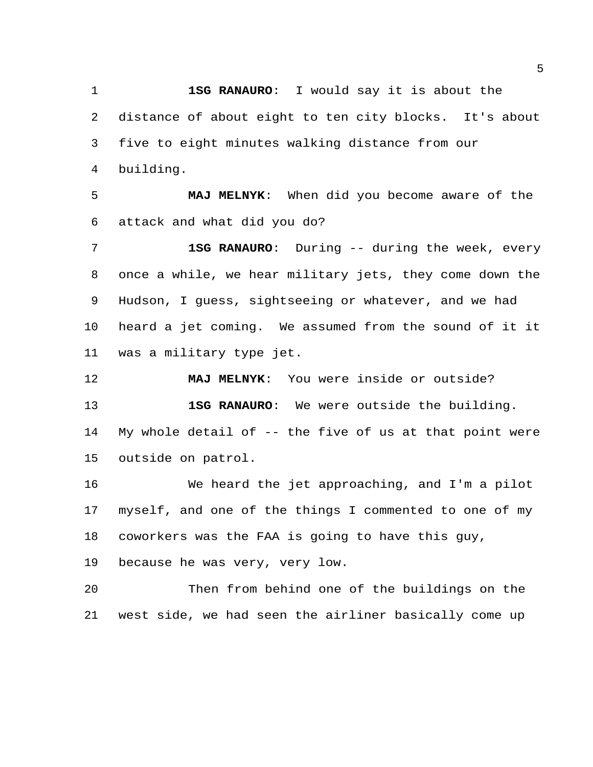**1SG RANAURO**: I would say it is about the distance of about eight to ten city blocks. It's about five to eight minutes walking distance from our building.

**MAJ MELNYK**: When did you become aware of the attack and what did you do?

**1SG RANAURO**: During -- during the week, every once a while, we hear military jets, they come down the Hudson, I guess, sightseeing or whatever, and we had heard a jet coming. We assumed from the sound of it it was a military type jet.

**MAJ MELNYK**: You were inside or outside?

**1SG RANAURO**: We were outside the building. My whole detail of -- the five of us at that point were outside on patrol.

We heard the jet approaching, and I'm a pilot myself, and one of the things I commented to one of my coworkers was the FAA is going to have this guy, because he was very, very low.

Then from behind one of the buildings on the west side, we had seen the airliner basically come up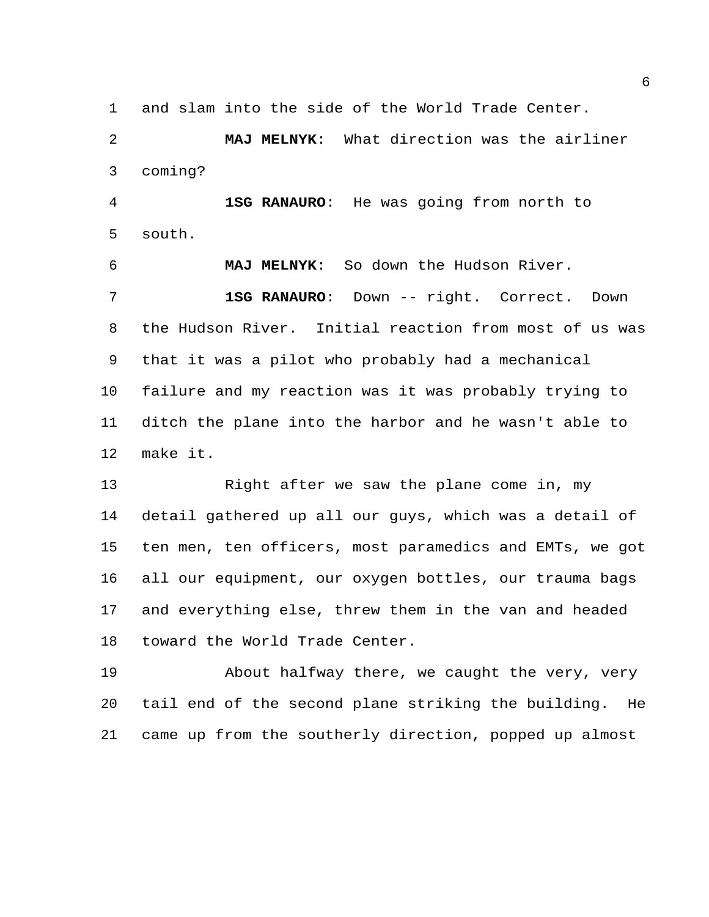and slam into the side of the World Trade Center.

**MAJ MELNYK**: What direction was the airliner coming?

**1SG RANAURO**: He was going from north to south.

**MAJ MELNYK**: So down the Hudson River.

**1SG RANAURO**: Down -- right. Correct. Down the Hudson River. Initial reaction from most of us was that it was a pilot who probably had a mechanical failure and my reaction was it was probably trying to ditch the plane into the harbor and he wasn't able to make it.

Right after we saw the plane come in, my detail gathered up all our guys, which was a detail of ten men, ten officers, most paramedics and EMTs, we got all our equipment, our oxygen bottles, our trauma bags and everything else, threw them in the van and headed toward the World Trade Center.

About halfway there, we caught the very, very tail end of the second plane striking the building. He came up from the southerly direction, popped up almost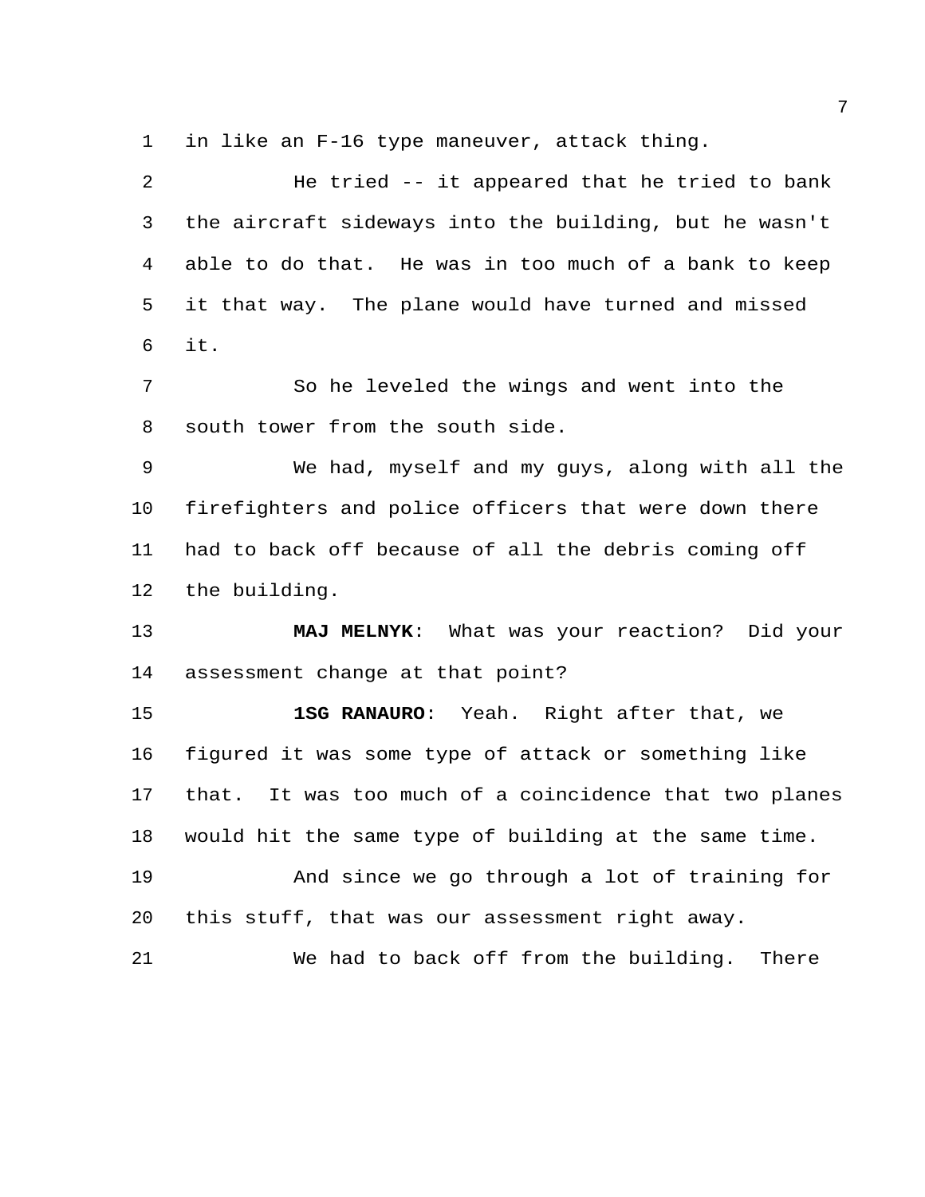in like an F-16 type maneuver, attack thing.

He tried -- it appeared that he tried to bank the aircraft sideways into the building, but he wasn't able to do that. He was in too much of a bank to keep it that way. The plane would have turned and missed it.

So he leveled the wings and went into the south tower from the south side.

We had, myself and my guys, along with all the firefighters and police officers that were down there had to back off because of all the debris coming off the building.

**MAJ MELNYK**: What was your reaction? Did your assessment change at that point?

**1SG RANAURO**: Yeah. Right after that, we figured it was some type of attack or something like that. It was too much of a coincidence that two planes would hit the same type of building at the same time.

And since we go through a lot of training for this stuff, that was our assessment right away.

We had to back off from the building. There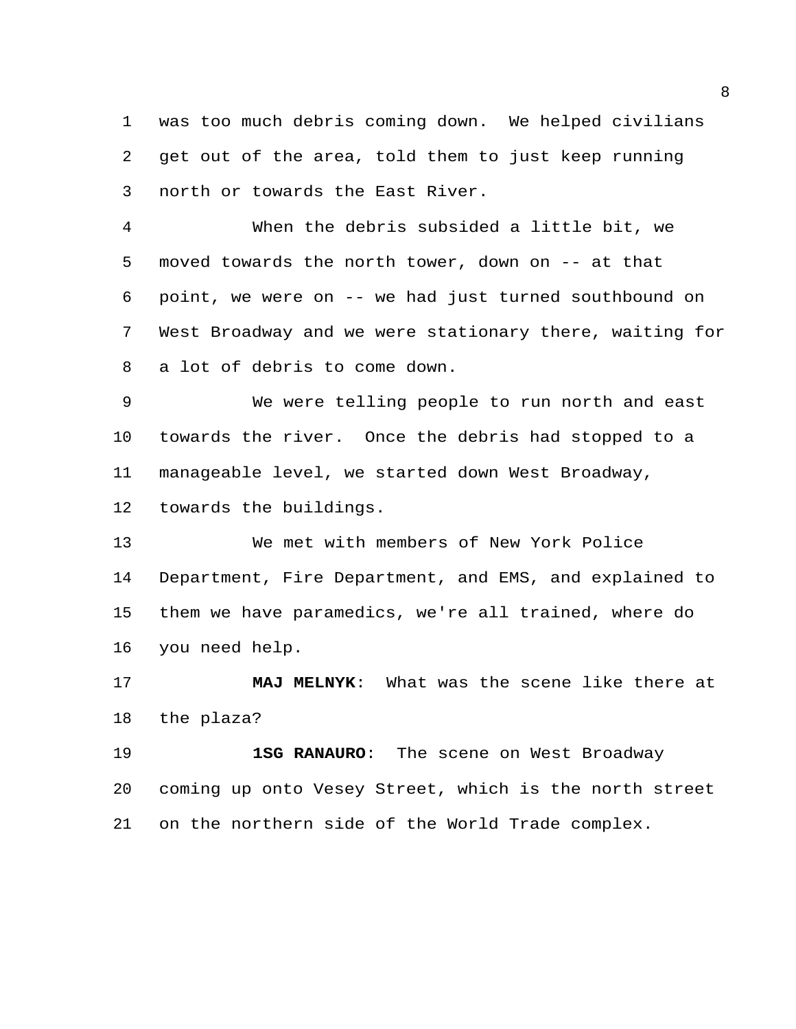was too much debris coming down. We helped civilians get out of the area, told them to just keep running north or towards the East River.

When the debris subsided a little bit, we moved towards the north tower, down on -- at that point, we were on -- we had just turned southbound on West Broadway and we were stationary there, waiting for a lot of debris to come down.

We were telling people to run north and east towards the river. Once the debris had stopped to a manageable level, we started down West Broadway, towards the buildings.

We met with members of New York Police Department, Fire Department, and EMS, and explained to them we have paramedics, we're all trained, where do you need help.

**MAJ MELNYK**: What was the scene like there at the plaza?

**1SG RANAURO**: The scene on West Broadway coming up onto Vesey Street, which is the north street on the northern side of the World Trade complex.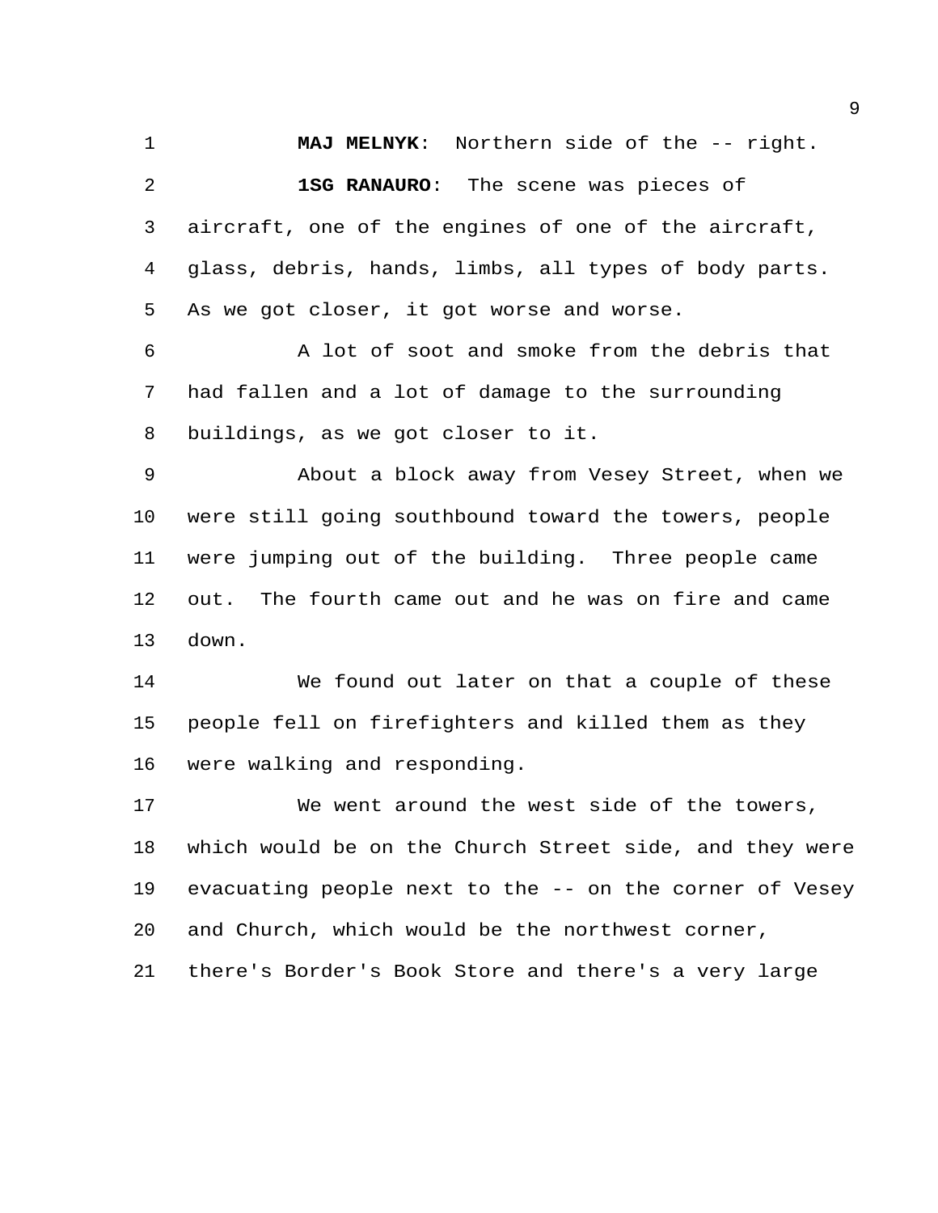**MAJ MELNYK**: Northern side of the -- right.

**1SG RANAURO**: The scene was pieces of aircraft, one of the engines of one of the aircraft, glass, debris, hands, limbs, all types of body parts. As we got closer, it got worse and worse.

A lot of soot and smoke from the debris that had fallen and a lot of damage to the surrounding buildings, as we got closer to it.

About a block away from Vesey Street, when we were still going southbound toward the towers, people were jumping out of the building. Three people came out. The fourth came out and he was on fire and came down.

We found out later on that a couple of these people fell on firefighters and killed them as they were walking and responding.

We went around the west side of the towers, which would be on the Church Street side, and they were evacuating people next to the -- on the corner of Vesey and Church, which would be the northwest corner, there's Border's Book Store and there's a very large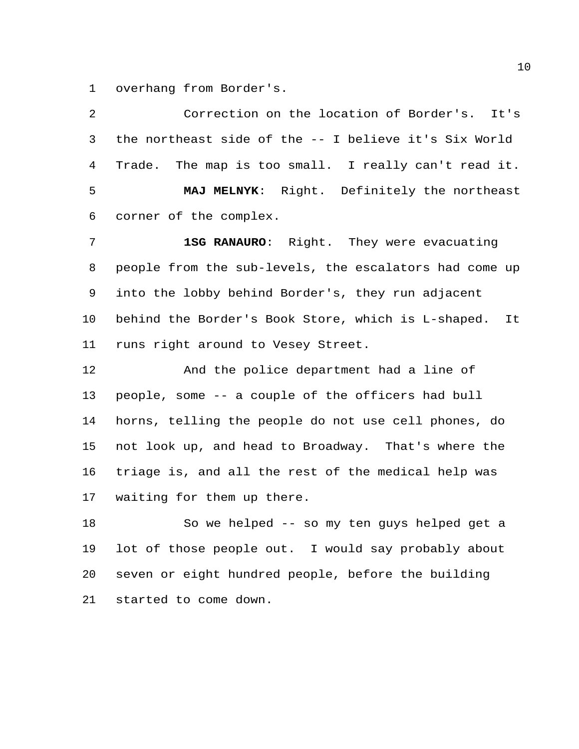overhang from Border's.

Correction on the location of Border's. It's the northeast side of the -- I believe it's Six World Trade. The map is too small. I really can't read it.

**MAJ MELNYK**: Right. Definitely the northeast corner of the complex.

**1SG RANAURO**: Right. They were evacuating people from the sub-levels, the escalators had come up into the lobby behind Border's, they run adjacent behind the Border's Book Store, which is L-shaped. It runs right around to Vesey Street.

And the police department had a line of people, some -- a couple of the officers had bull horns, telling the people do not use cell phones, do not look up, and head to Broadway. That's where the triage is, and all the rest of the medical help was waiting for them up there.

So we helped -- so my ten guys helped get a lot of those people out. I would say probably about seven or eight hundred people, before the building started to come down.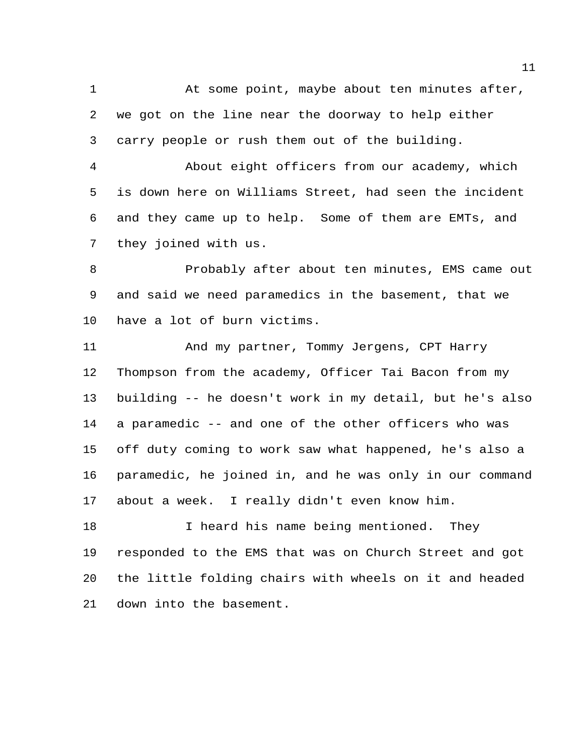At some point, maybe about ten minutes after, we got on the line near the doorway to help either carry people or rush them out of the building.

About eight officers from our academy, which is down here on Williams Street, had seen the incident and they came up to help. Some of them are EMTs, and they joined with us.

Probably after about ten minutes, EMS came out and said we need paramedics in the basement, that we have a lot of burn victims.

And my partner, Tommy Jergens, CPT Harry Thompson from the academy, Officer Tai Bacon from my building -- he doesn't work in my detail, but he's also a paramedic -- and one of the other officers who was off duty coming to work saw what happened, he's also a paramedic, he joined in, and he was only in our command about a week. I really didn't even know him.

I heard his name being mentioned. They responded to the EMS that was on Church Street and got the little folding chairs with wheels on it and headed down into the basement.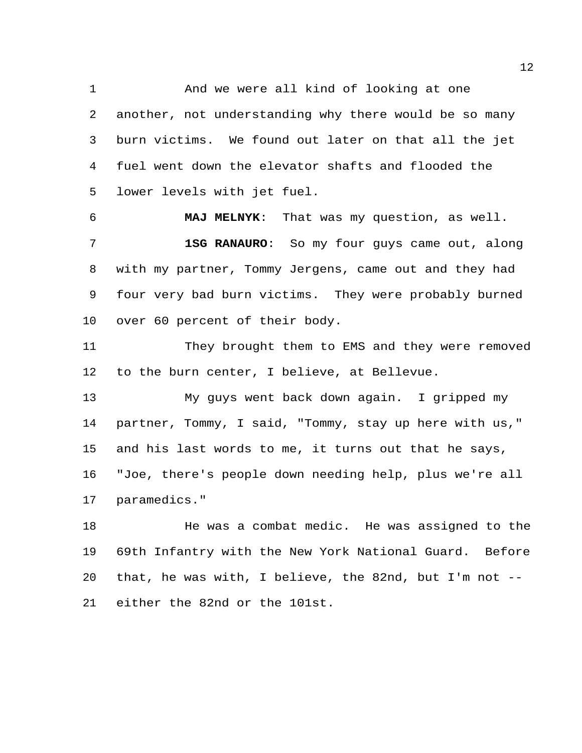And we were all kind of looking at one another, not understanding why there would be so many burn victims. We found out later on that all the jet fuel went down the elevator shafts and flooded the lower levels with jet fuel.

**MAJ MELNYK**: That was my question, as well.

**1SG RANAURO**: So my four guys came out, along with my partner, Tommy Jergens, came out and they had four very bad burn victims. They were probably burned over 60 percent of their body.

They brought them to EMS and they were removed to the burn center, I believe, at Bellevue.

My guys went back down again. I gripped my partner, Tommy, I said, "Tommy, stay up here with us," and his last words to me, it turns out that he says, "Joe, there's people down needing help, plus we're all paramedics."

He was a combat medic. He was assigned to the 69th Infantry with the New York National Guard. Before that, he was with, I believe, the 82nd, but I'm not -- either the 82nd or the 101st.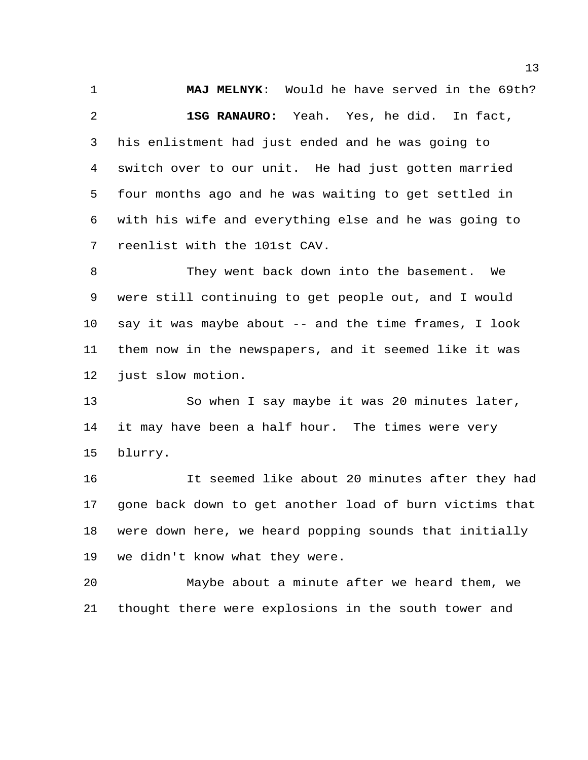**MAJ MELNYK**: Would he have served in the 69th?

**1SG RANAURO**: Yeah. Yes, he did. In fact, his enlistment had just ended and he was going to switch over to our unit. He had just gotten married four months ago and he was waiting to get settled in with his wife and everything else and he was going to reenlist with the 101st CAV.

They went back down into the basement. We were still continuing to get people out, and I would say it was maybe about -- and the time frames, I look them now in the newspapers, and it seemed like it was just slow motion.

So when I say maybe it was 20 minutes later, it may have been a half hour. The times were very blurry.

It seemed like about 20 minutes after they had gone back down to get another load of burn victims that were down here, we heard popping sounds that initially we didn't know what they were.

Maybe about a minute after we heard them, we thought there were explosions in the south tower and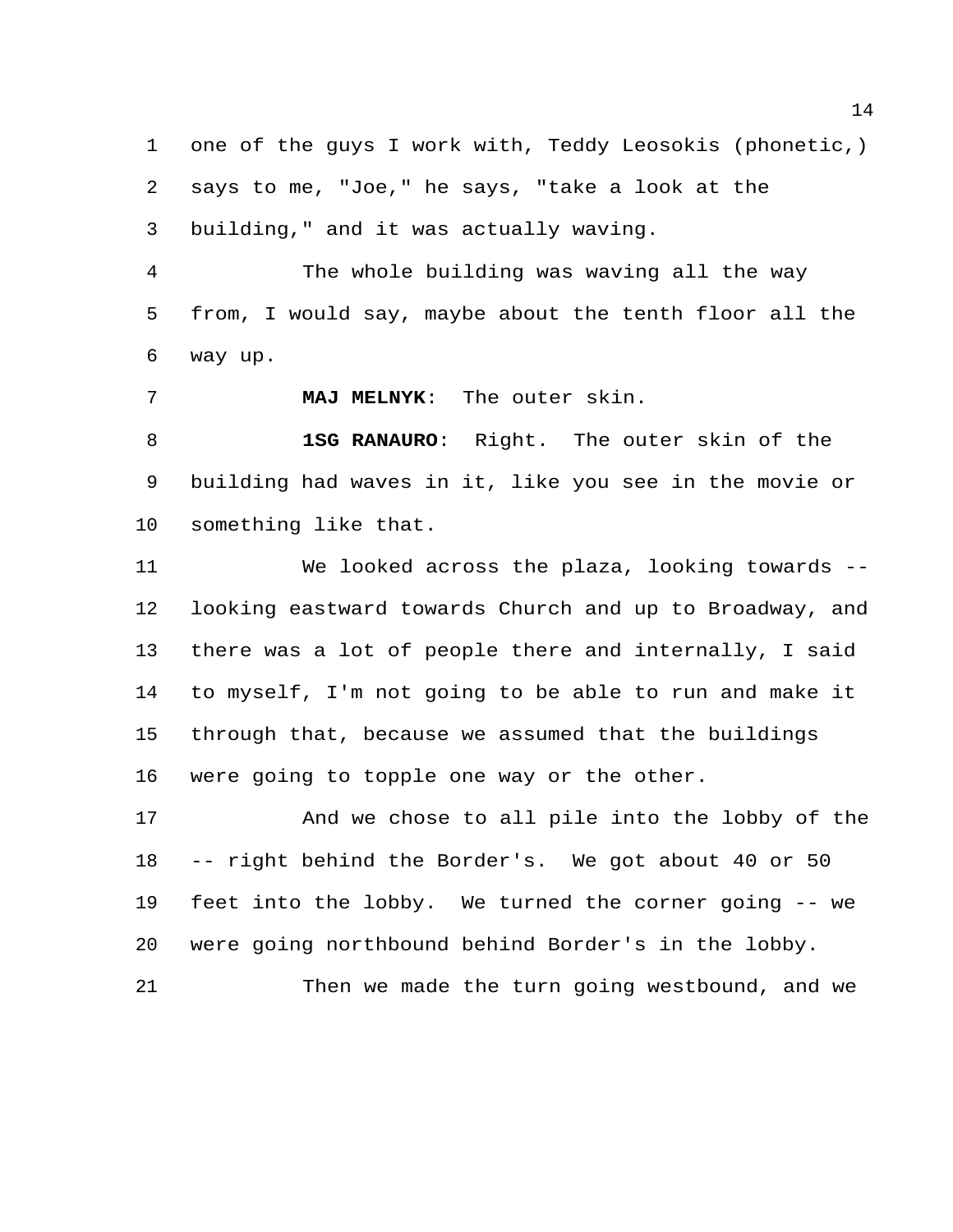one of the guys I work with, Teddy Leosokis (phonetic,) says to me, "Joe," he says, "take a look at the building," and it was actually waving.

The whole building was waving all the way from, I would say, maybe about the tenth floor all the way up.

**MAJ MELNYK**: The outer skin.

**1SG RANAURO**: Right. The outer skin of the building had waves in it, like you see in the movie or something like that.

We looked across the plaza, looking towards -- looking eastward towards Church and up to Broadway, and there was a lot of people there and internally, I said to myself, I'm not going to be able to run and make it through that, because we assumed that the buildings were going to topple one way or the other.

And we chose to all pile into the lobby of the -- right behind the Border's. We got about 40 or 50 feet into the lobby. We turned the corner going -- we were going northbound behind Border's in the lobby.

Then we made the turn going westbound, and we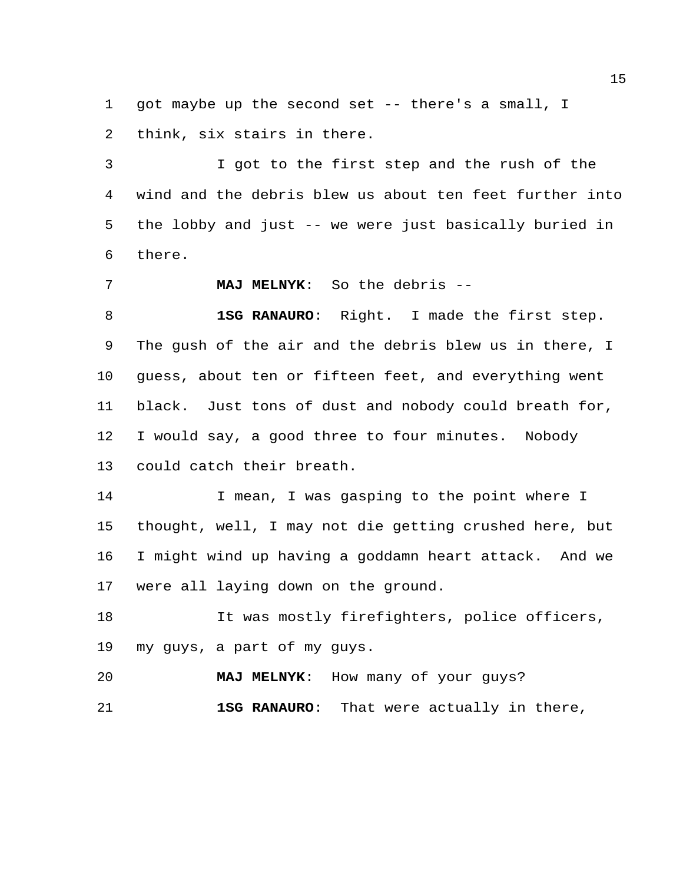got maybe up the second set -- there's a small, I think, six stairs in there.

I got to the first step and the rush of the wind and the debris blew us about ten feet further into the lobby and just -- we were just basically buried in there.

**MAJ MELNYK**: So the debris --

**1SG RANAURO**: Right. I made the first step. The gush of the air and the debris blew us in there, I guess, about ten or fifteen feet, and everything went black. Just tons of dust and nobody could breath for, I would say, a good three to four minutes. Nobody could catch their breath.

I mean, I was gasping to the point where I thought, well, I may not die getting crushed here, but I might wind up having a goddamn heart attack. And we were all laying down on the ground.

It was mostly firefighters, police officers, my guys, a part of my guys.

**MAJ MELNYK**: How many of your guys?

**1SG RANAURO**: That were actually in there,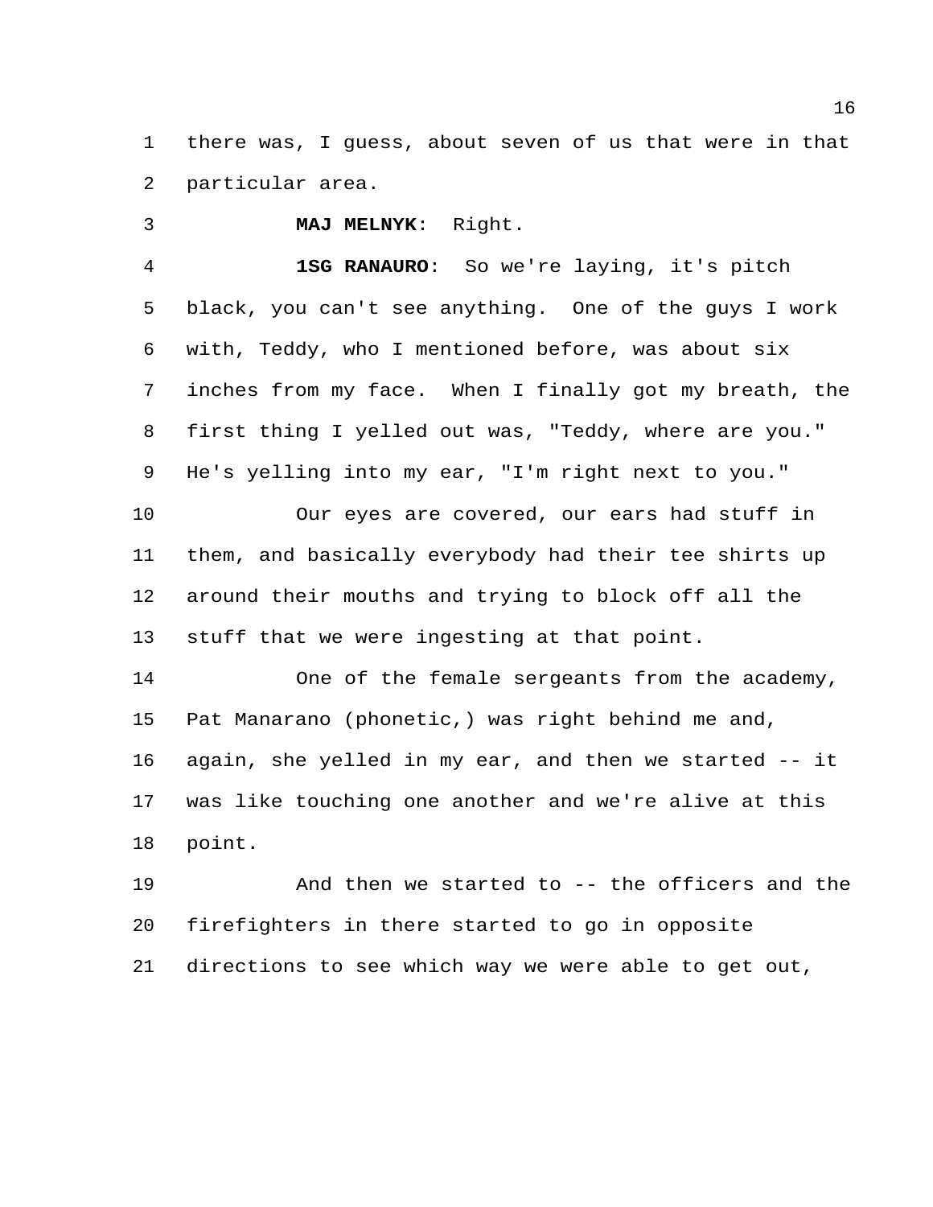there was, I guess, about seven of us that were in that particular area.

**MAJ MELNYK**: Right.

**1SG RANAURO**: So we're laying, it's pitch black, you can't see anything. One of the guys I work with, Teddy, who I mentioned before, was about six inches from my face. When I finally got my breath, the first thing I yelled out was, "Teddy, where are you." He's yelling into my ear, "I'm right next to you."

Our eyes are covered, our ears had stuff in them, and basically everybody had their tee shirts up around their mouths and trying to block off all the stuff that we were ingesting at that point.

One of the female sergeants from the academy, Pat Manarano (phonetic,) was right behind me and, again, she yelled in my ear, and then we started -- it was like touching one another and we're alive at this point.

And then we started to -- the officers and the firefighters in there started to go in opposite directions to see which way we were able to get out,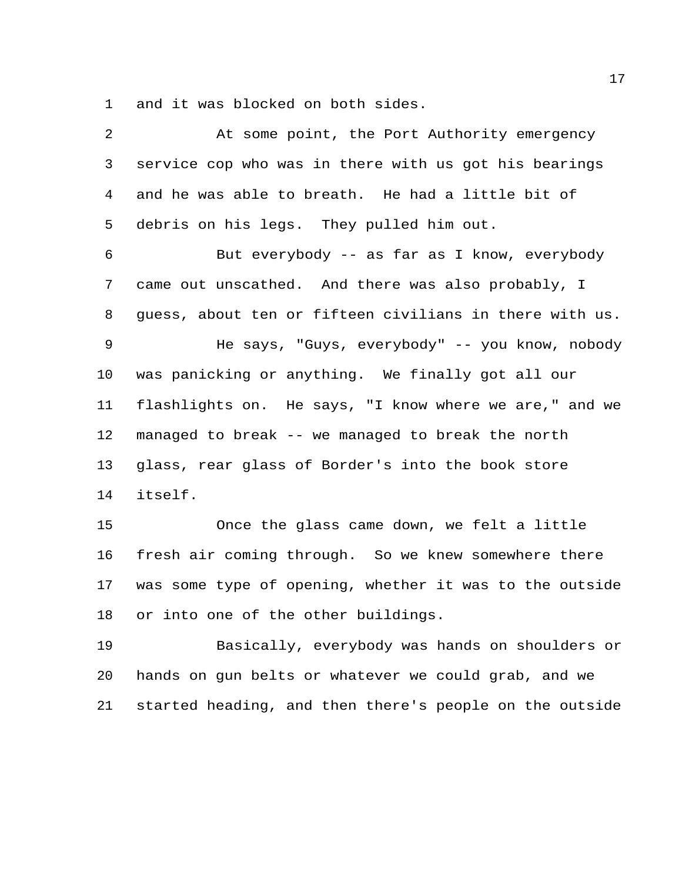and it was blocked on both sides.

At some point, the Port Authority emergency service cop who was in there with us got his bearings and he was able to breath. He had a little bit of debris on his legs. They pulled him out.

But everybody -- as far as I know, everybody came out unscathed. And there was also probably, I guess, about ten or fifteen civilians in there with us.

He says, "Guys, everybody" -- you know, nobody was panicking or anything. We finally got all our flashlights on. He says, "I know where we are," and we managed to break -- we managed to break the north glass, rear glass of Border's into the book store itself.

Once the glass came down, we felt a little fresh air coming through. So we knew somewhere there was some type of opening, whether it was to the outside or into one of the other buildings.

Basically, everybody was hands on shoulders or hands on gun belts or whatever we could grab, and we started heading, and then there's people on the outside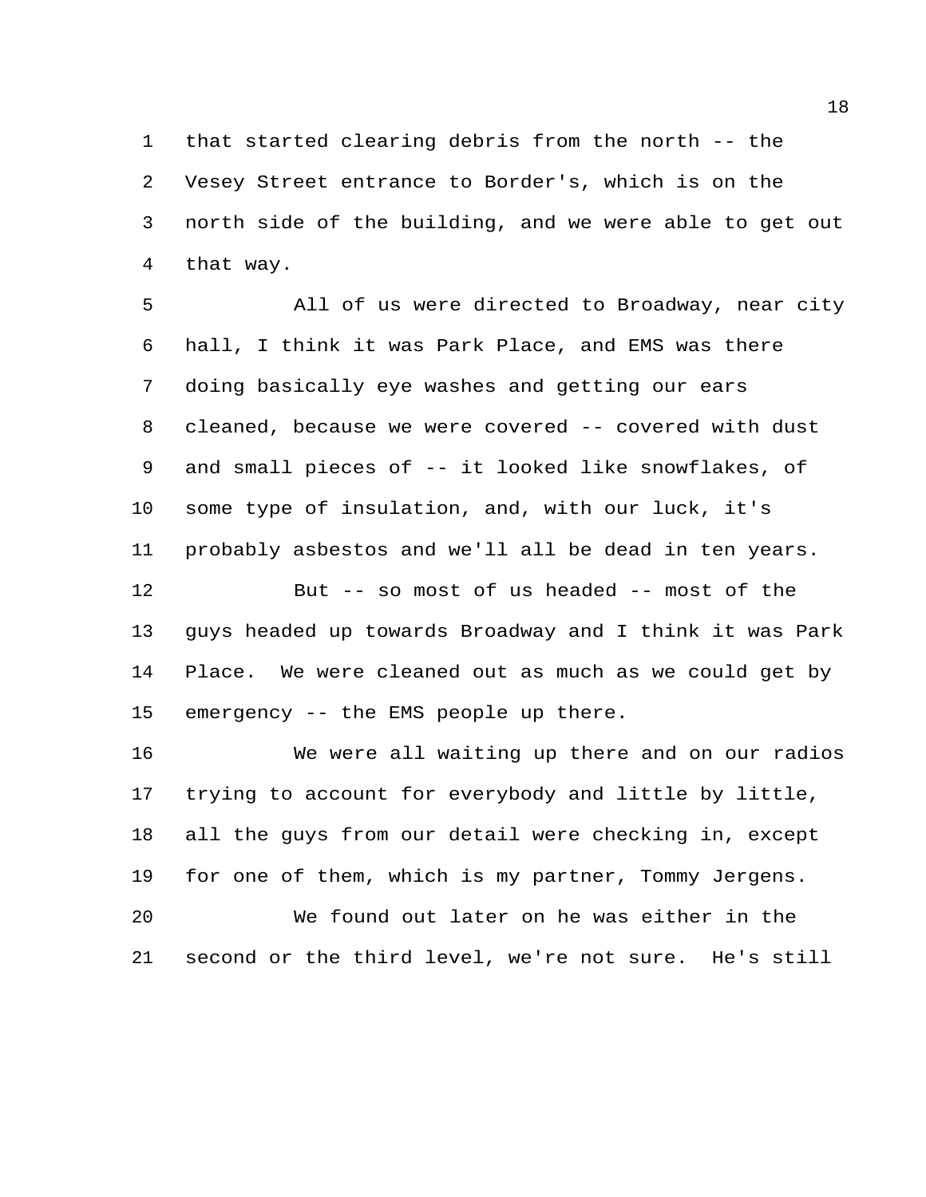that started clearing debris from the north -- the Vesey Street entrance to Border's, which is on the north side of the building, and we were able to get out that way.

All of us were directed to Broadway, near city hall, I think it was Park Place, and EMS was there doing basically eye washes and getting our ears cleaned, because we were covered -- covered with dust and small pieces of -- it looked like snowflakes, of some type of insulation, and, with our luck, it's probably asbestos and we'll all be dead in ten years.

But -- so most of us headed -- most of the guys headed up towards Broadway and I think it was Park Place. We were cleaned out as much as we could get by emergency -- the EMS people up there.

We were all waiting up there and on our radios trying to account for everybody and little by little, all the guys from our detail were checking in, except for one of them, which is my partner, Tommy Jergens.

We found out later on he was either in the second or the third level, we're not sure. He's still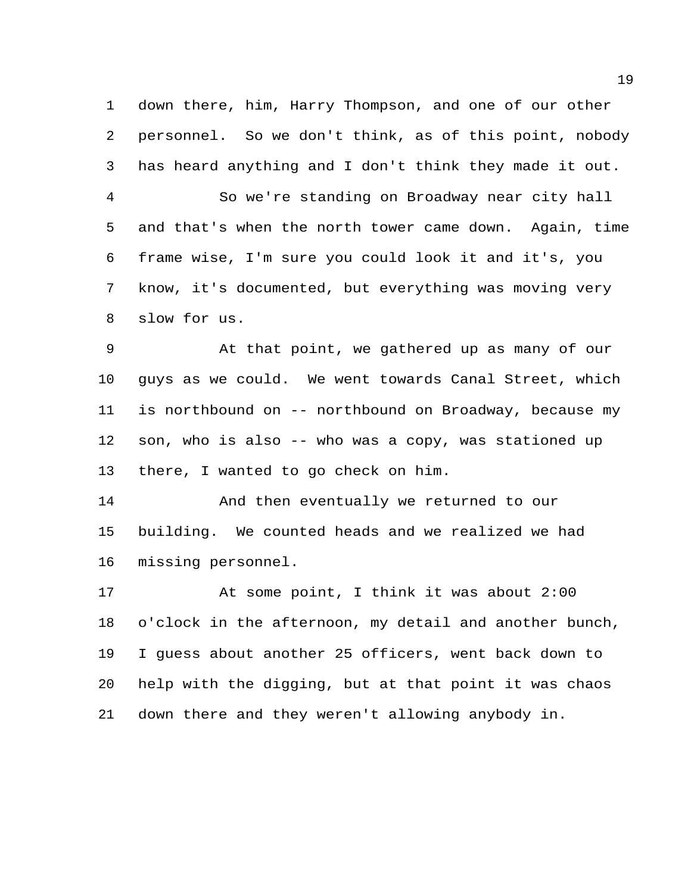down there, him, Harry Thompson, and one of our other personnel. So we don't think, as of this point, nobody has heard anything and I don't think they made it out.

So we're standing on Broadway near city hall and that's when the north tower came down. Again, time frame wise, I'm sure you could look it and it's, you know, it's documented, but everything was moving very slow for us.

At that point, we gathered up as many of our guys as we could. We went towards Canal Street, which is northbound on -- northbound on Broadway, because my son, who is also -- who was a copy, was stationed up there, I wanted to go check on him.

And then eventually we returned to our building. We counted heads and we realized we had missing personnel.

At some point, I think it was about 2:00 o'clock in the afternoon, my detail and another bunch, I guess about another 25 officers, went back down to help with the digging, but at that point it was chaos down there and they weren't allowing anybody in.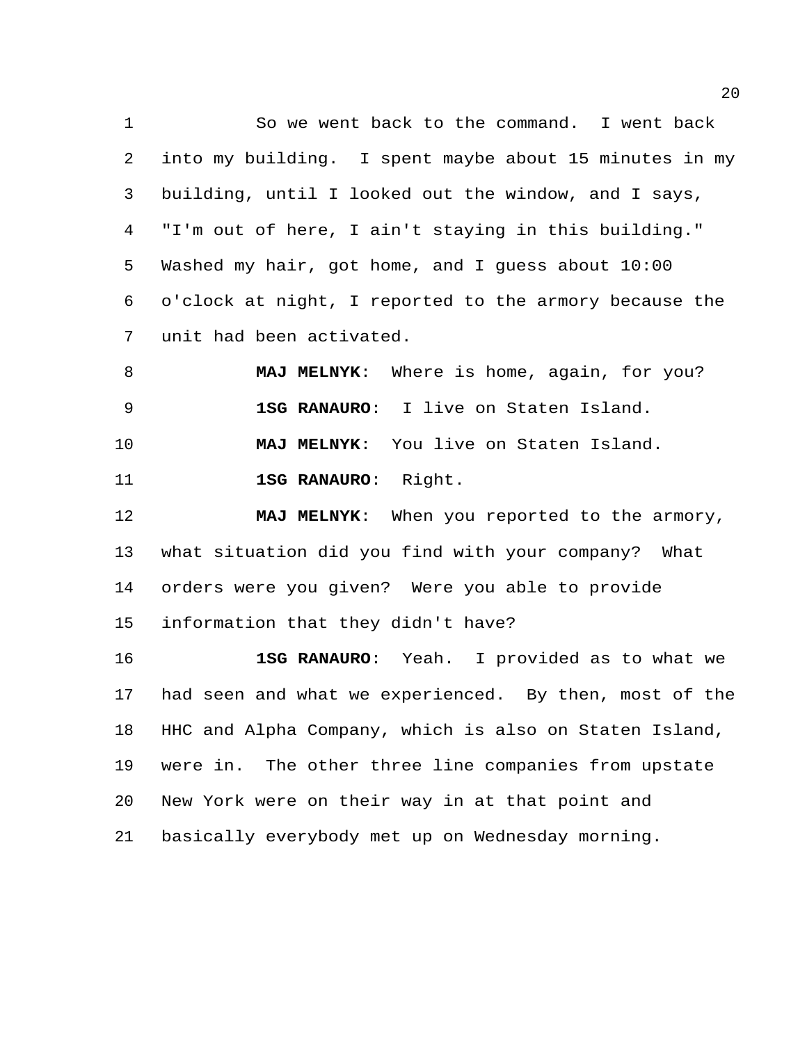So we went back to the command. I went back into my building. I spent maybe about 15 minutes in my building, until I looked out the window, and I says, "I'm out of here, I ain't staying in this building." Washed my hair, got home, and I guess about 10:00 o'clock at night, I reported to the armory because the unit had been activated.

**MAJ MELNYK**: Where is home, again, for you?

**1SG RANAURO**: I live on Staten Island.

**MAJ MELNYK**: You live on Staten Island.

**1SG RANAURO**: Right.

**MAJ MELNYK**: When you reported to the armory, what situation did you find with your company? What orders were you given? Were you able to provide information that they didn't have?

**1SG RANAURO**: Yeah. I provided as to what we had seen and what we experienced. By then, most of the HHC and Alpha Company, which is also on Staten Island, were in. The other three line companies from upstate New York were on their way in at that point and basically everybody met up on Wednesday morning.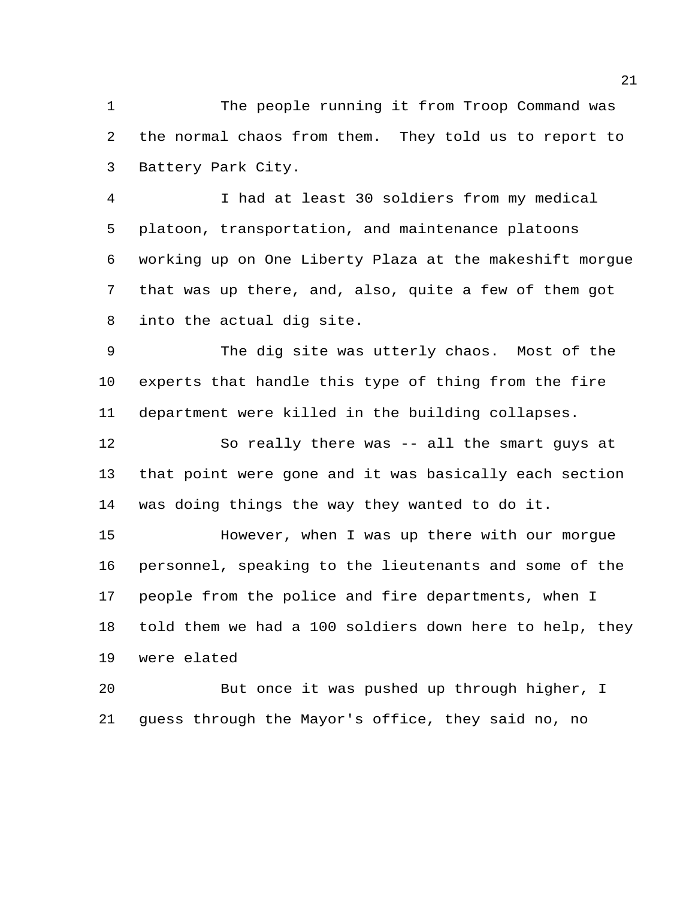The people running it from Troop Command was the normal chaos from them. They told us to report to Battery Park City.

I had at least 30 soldiers from my medical platoon, transportation, and maintenance platoons working up on One Liberty Plaza at the makeshift morgue that was up there, and, also, quite a few of them got into the actual dig site.

The dig site was utterly chaos. Most of the experts that handle this type of thing from the fire department were killed in the building collapses.

So really there was -- all the smart guys at that point were gone and it was basically each section was doing things the way they wanted to do it.

However, when I was up there with our morgue personnel, speaking to the lieutenants and some of the people from the police and fire departments, when I told them we had a 100 soldiers down here to help, they were elated

But once it was pushed up through higher, I guess through the Mayor's office, they said no, no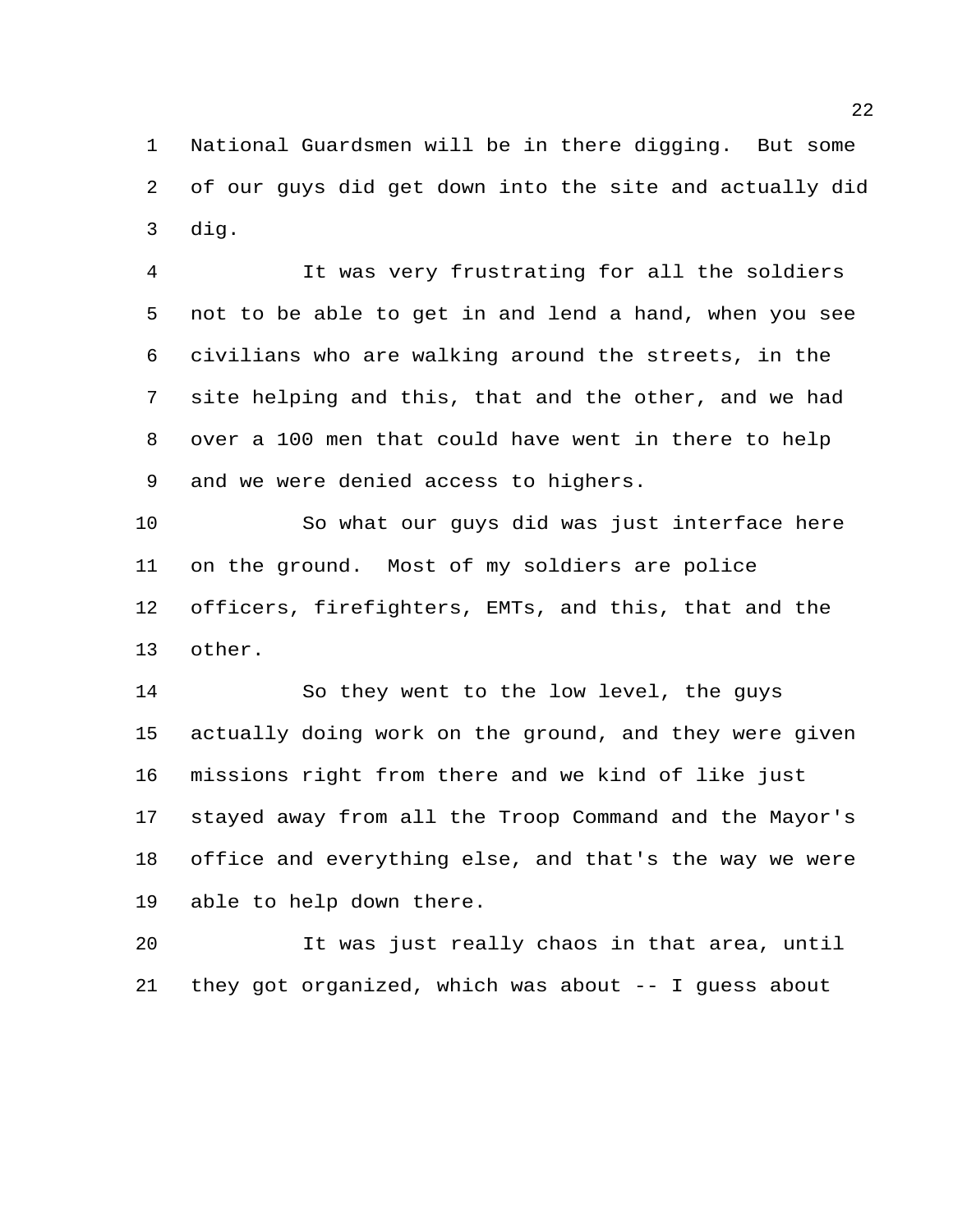National Guardsmen will be in there digging. But some of our guys did get down into the site and actually did dig.

It was very frustrating for all the soldiers not to be able to get in and lend a hand, when you see civilians who are walking around the streets, in the site helping and this, that and the other, and we had over a 100 men that could have went in there to help and we were denied access to highers.

So what our guys did was just interface here on the ground. Most of my soldiers are police officers, firefighters, EMTs, and this, that and the other.

So they went to the low level, the guys actually doing work on the ground, and they were given missions right from there and we kind of like just stayed away from all the Troop Command and the Mayor's office and everything else, and that's the way we were able to help down there.

It was just really chaos in that area, until they got organized, which was about -- I guess about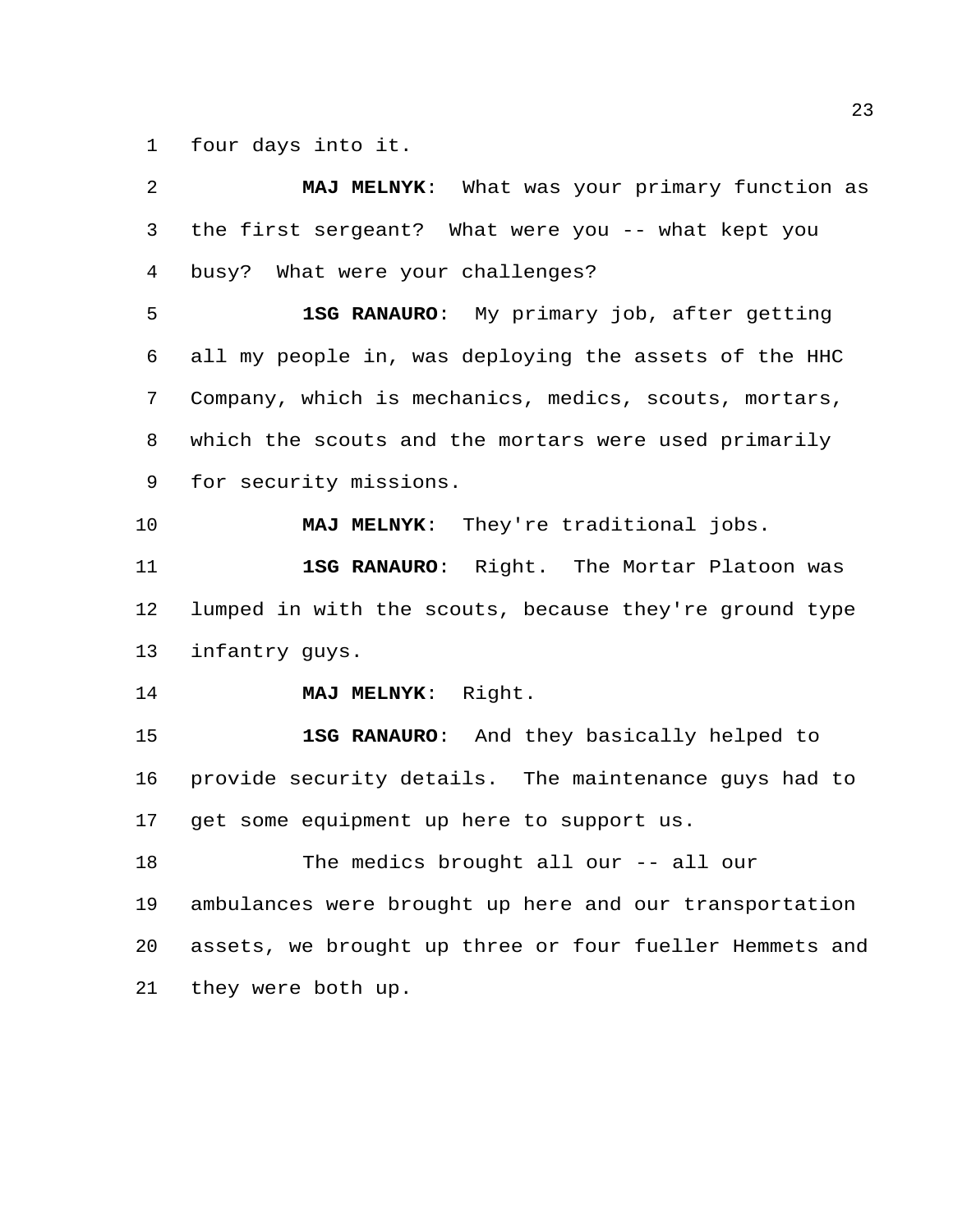four days into it.

**MAJ MELNYK**: What was your primary function as the first sergeant? What were you -- what kept you busy? What were your challenges?

**1SG RANAURO**: My primary job, after getting all my people in, was deploying the assets of the HHC Company, which is mechanics, medics, scouts, mortars, which the scouts and the mortars were used primarily for security missions.

**MAJ MELNYK**: They're traditional jobs.

**1SG RANAURO**: Right. The Mortar Platoon was lumped in with the scouts, because they're ground type infantry guys.

**MAJ MELNYK**: Right.

**1SG RANAURO**: And they basically helped to provide security details. The maintenance guys had to get some equipment up here to support us.

The medics brought all our -- all our ambulances were brought up here and our transportation assets, we brought up three or four fueller Hemmets and they were both up.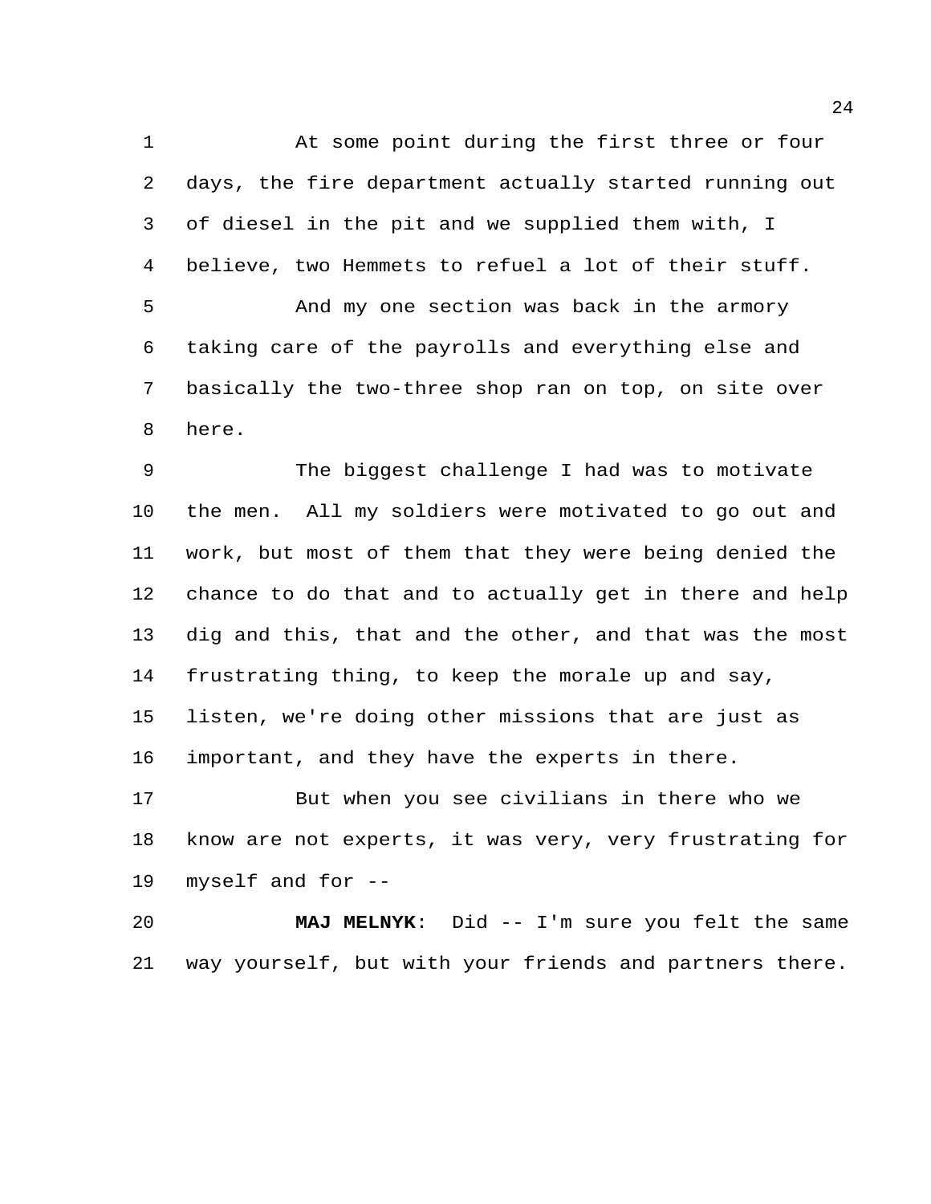At some point during the first three or four days, the fire department actually started running out of diesel in the pit and we supplied them with, I believe, two Hemmets to refuel a lot of their stuff.

And my one section was back in the armory taking care of the payrolls and everything else and basically the two-three shop ran on top, on site over here.

The biggest challenge I had was to motivate the men. All my soldiers were motivated to go out and work, but most of them that they were being denied the chance to do that and to actually get in there and help dig and this, that and the other, and that was the most frustrating thing, to keep the morale up and say, listen, we're doing other missions that are just as important, and they have the experts in there.

But when you see civilians in there who we know are not experts, it was very, very frustrating for myself and for --

**MAJ MELNYK**: Did -- I'm sure you felt the same way yourself, but with your friends and partners there.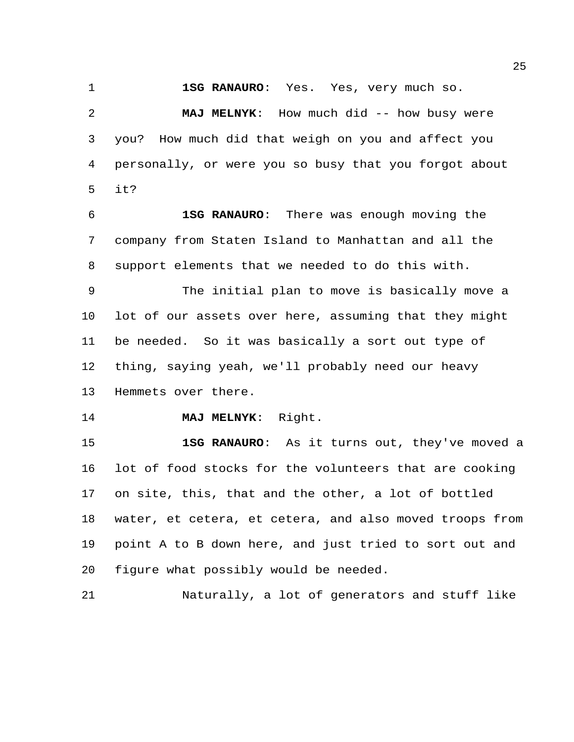**1SG RANAURO**: Yes. Yes, very much so.

**MAJ MELNYK**: How much did -- how busy were you? How much did that weigh on you and affect you personally, or were you so busy that you forgot about it?

**1SG RANAURO**: There was enough moving the company from Staten Island to Manhattan and all the support elements that we needed to do this with.

The initial plan to move is basically move a lot of our assets over here, assuming that they might be needed. So it was basically a sort out type of thing, saying yeah, we'll probably need our heavy Hemmets over there.

**MAJ MELNYK**: Right.

**1SG RANAURO**: As it turns out, they've moved a lot of food stocks for the volunteers that are cooking on site, this, that and the other, a lot of bottled water, et cetera, et cetera, and also moved troops from point A to B down here, and just tried to sort out and figure what possibly would be needed.

Naturally, a lot of generators and stuff like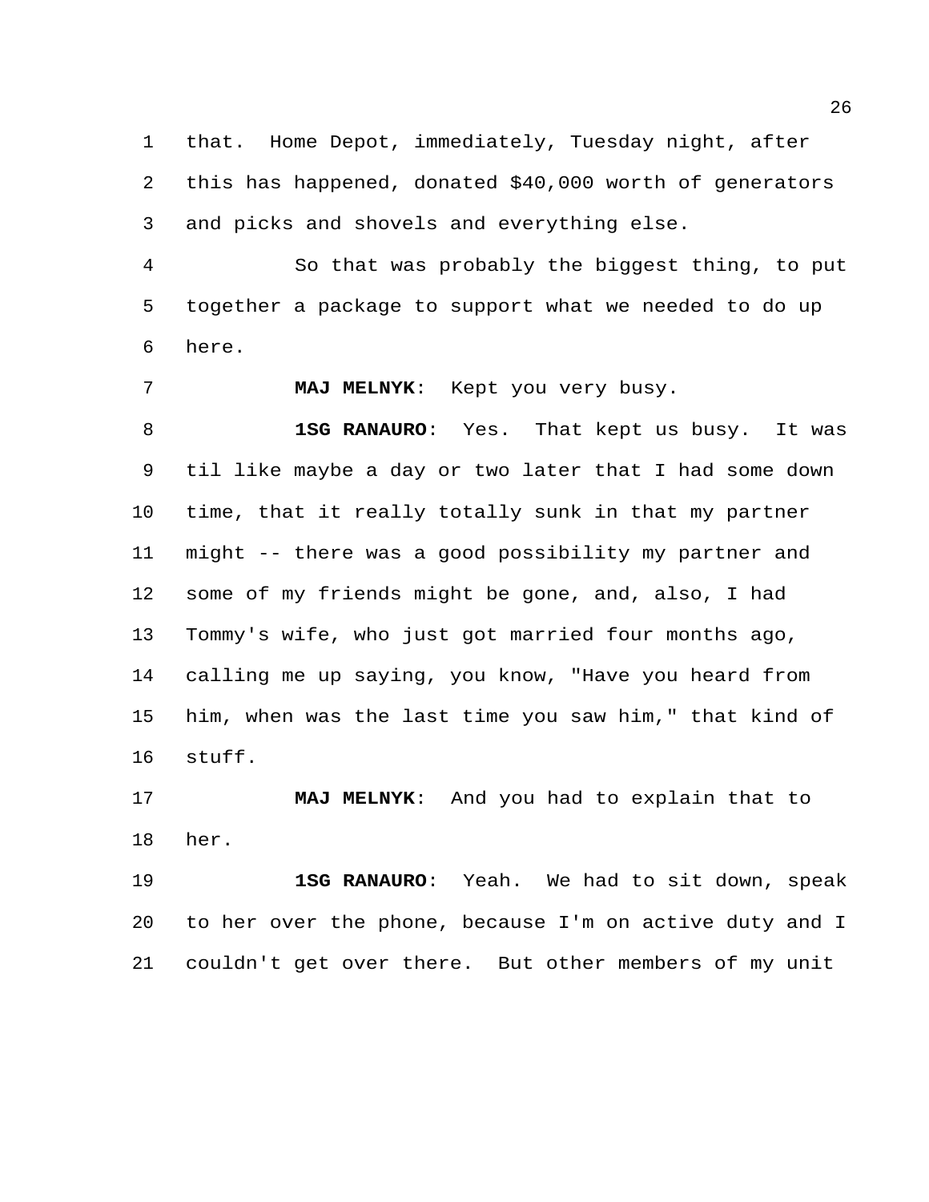that. Home Depot, immediately, Tuesday night, after this has happened, donated $40,000 worth of generators and picks and shovels and everything else.

So that was probably the biggest thing, to put together a package to support what we needed to do up here.

**MAJ MELNYK**: Kept you very busy.

**1SG RANAURO**: Yes. That kept us busy. It was til like maybe a day or two later that I had some down time, that it really totally sunk in that my partner might -- there was a good possibility my partner and some of my friends might be gone, and, also, I had Tommy's wife, who just got married four months ago, calling me up saying, you know, "Have you heard from him, when was the last time you saw him," that kind of stuff.

**MAJ MELNYK**: And you had to explain that to her.

**1SG RANAURO**: Yeah. We had to sit down, speak to her over the phone, because I'm on active duty and I couldn't get over there. But other members of my unit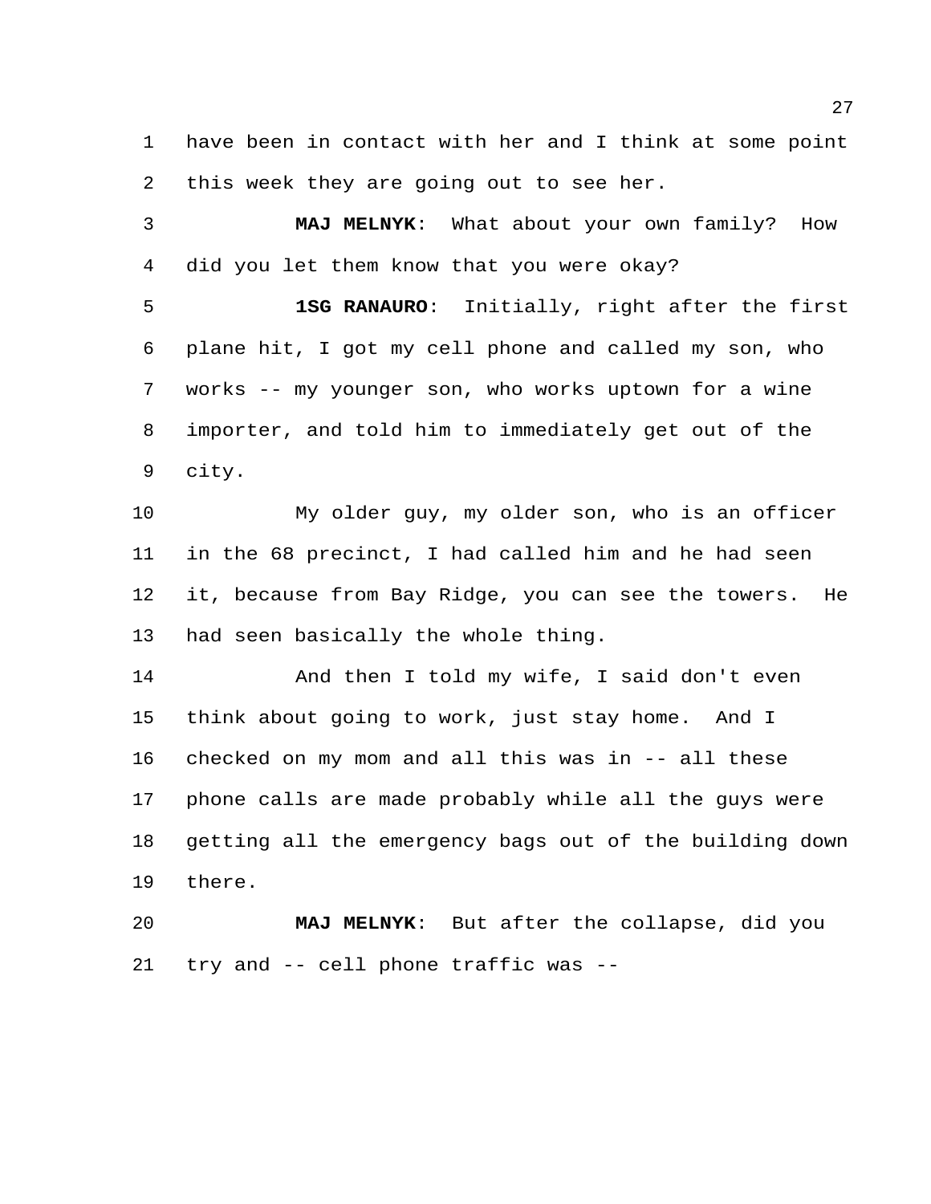have been in contact with her and I think at some point this week they are going out to see her.

**MAJ MELNYK**: What about your own family? How did you let them know that you were okay?

**1SG RANAURO**: Initially, right after the first plane hit, I got my cell phone and called my son, who works -- my younger son, who works uptown for a wine importer, and told him to immediately get out of the city.

My older guy, my older son, who is an officer in the 68 precinct, I had called him and he had seen it, because from Bay Ridge, you can see the towers. He had seen basically the whole thing.

And then I told my wife, I said don't even think about going to work, just stay home. And I checked on my mom and all this was in -- all these phone calls are made probably while all the guys were getting all the emergency bags out of the building down there.

**MAJ MELNYK**: But after the collapse, did you try and -- cell phone traffic was --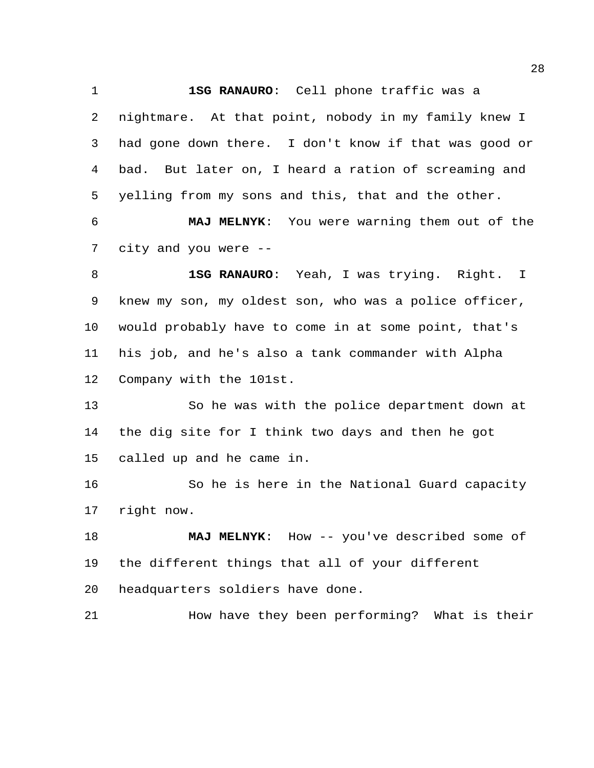**1SG RANAURO**: Cell phone traffic was a nightmare. At that point, nobody in my family knew I had gone down there. I don't know if that was good or bad. But later on, I heard a ration of screaming and yelling from my sons and this, that and the other.

**MAJ MELNYK**: You were warning them out of the city and you were --

**1SG RANAURO**: Yeah, I was trying. Right. I knew my son, my oldest son, who was a police officer, would probably have to come in at some point, that's his job, and he's also a tank commander with Alpha Company with the 101st.

So he was with the police department down at the dig site for I think two days and then he got called up and he came in.

So he is here in the National Guard capacity right now.

**MAJ MELNYK**: How -- you've described some of the different things that all of your different headquarters soldiers have done.

How have they been performing? What is their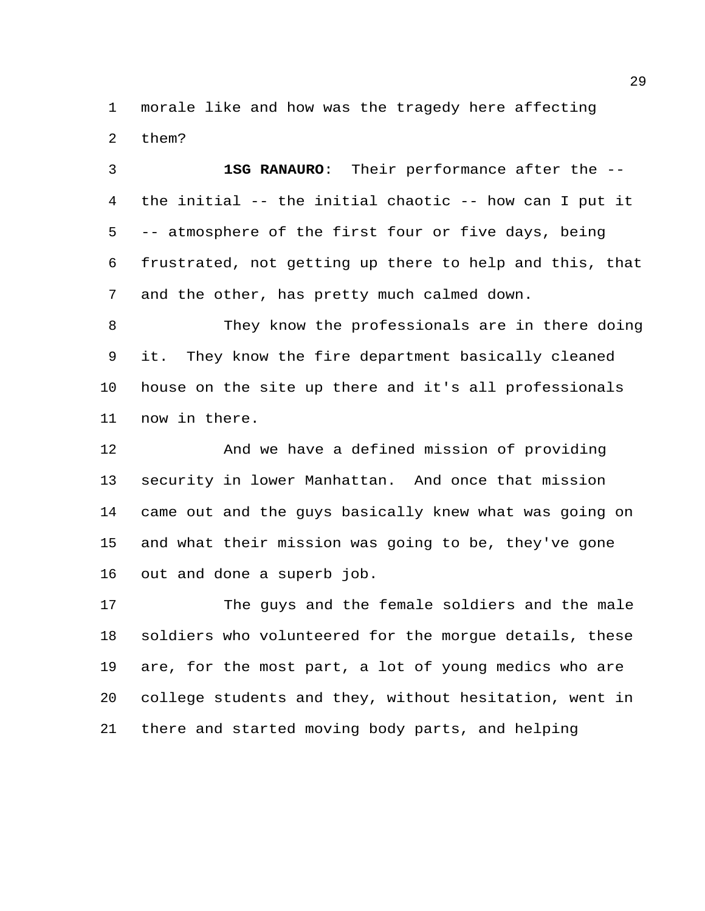morale like and how was the tragedy here affecting them?

**1SG RANAURO**: Their performance after the -- the initial -- the initial chaotic -- how can I put it -- atmosphere of the first four or five days, being frustrated, not getting up there to help and this, that and the other, has pretty much calmed down.

They know the professionals are in there doing it. They know the fire department basically cleaned house on the site up there and it's all professionals now in there.

And we have a defined mission of providing security in lower Manhattan. And once that mission came out and the guys basically knew what was going on and what their mission was going to be, they've gone out and done a superb job.

The guys and the female soldiers and the male soldiers who volunteered for the morgue details, these are, for the most part, a lot of young medics who are college students and they, without hesitation, went in there and started moving body parts, and helping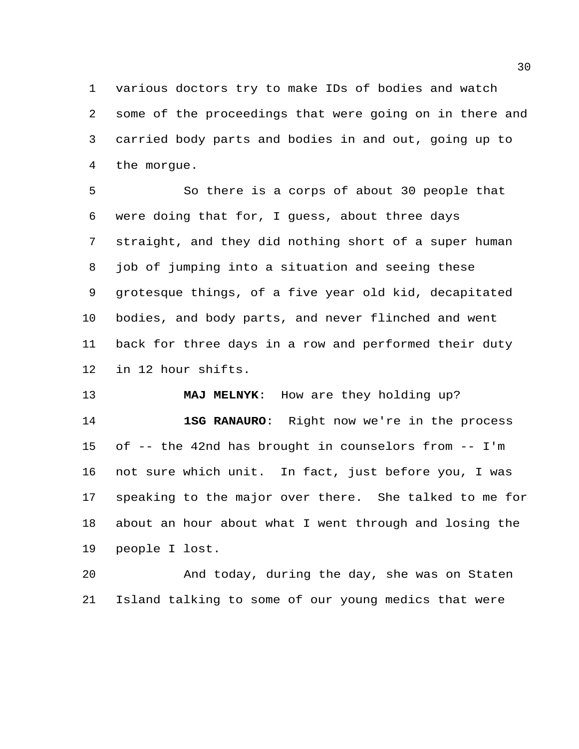various doctors try to make IDs of bodies and watch some of the proceedings that were going on in there and carried body parts and bodies in and out, going up to the morgue.

So there is a corps of about 30 people that were doing that for, I guess, about three days straight, and they did nothing short of a super human job of jumping into a situation and seeing these grotesque things, of a five year old kid, decapitated bodies, and body parts, and never flinched and went back for three days in a row and performed their duty in 12 hour shifts.

**MAJ MELNYK**: How are they holding up?

**1SG RANAURO**: Right now we're in the process of -- the 42nd has brought in counselors from -- I'm not sure which unit. In fact, just before you, I was speaking to the major over there. She talked to me for about an hour about what I went through and losing the people I lost.

And today, during the day, she was on Staten Island talking to some of our young medics that were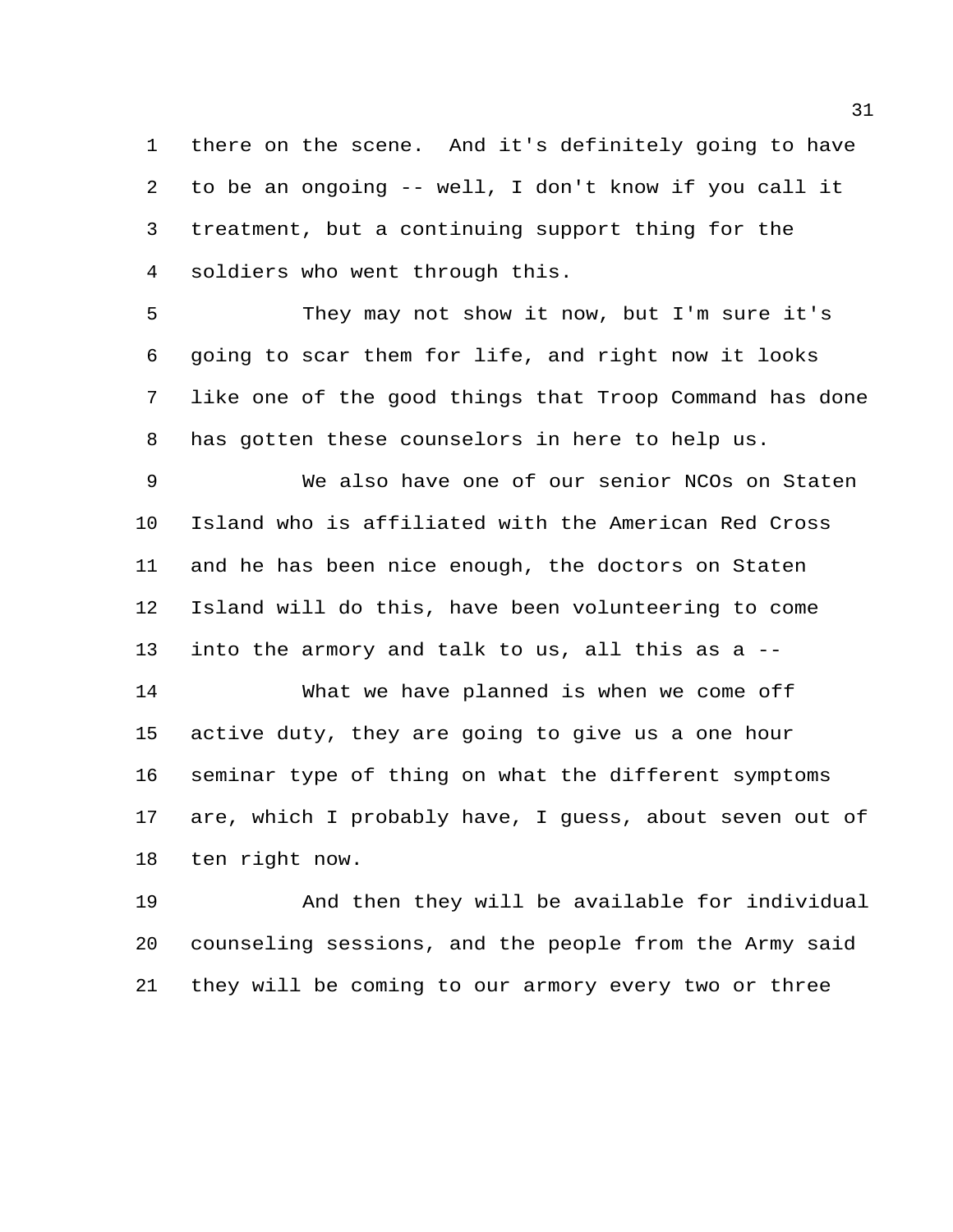there on the scene. And it's definitely going to have to be an ongoing -- well, I don't know if you call it treatment, but a continuing support thing for the soldiers who went through this.

They may not show it now, but I'm sure it's going to scar them for life, and right now it looks like one of the good things that Troop Command has done has gotten these counselors in here to help us.

We also have one of our senior NCOs on Staten Island who is affiliated with the American Red Cross and he has been nice enough, the doctors on Staten Island will do this, have been volunteering to come into the armory and talk to us, all this as a --

What we have planned is when we come off active duty, they are going to give us a one hour seminar type of thing on what the different symptoms are, which I probably have, I guess, about seven out of ten right now.

And then they will be available for individual counseling sessions, and the people from the Army said they will be coming to our armory every two or three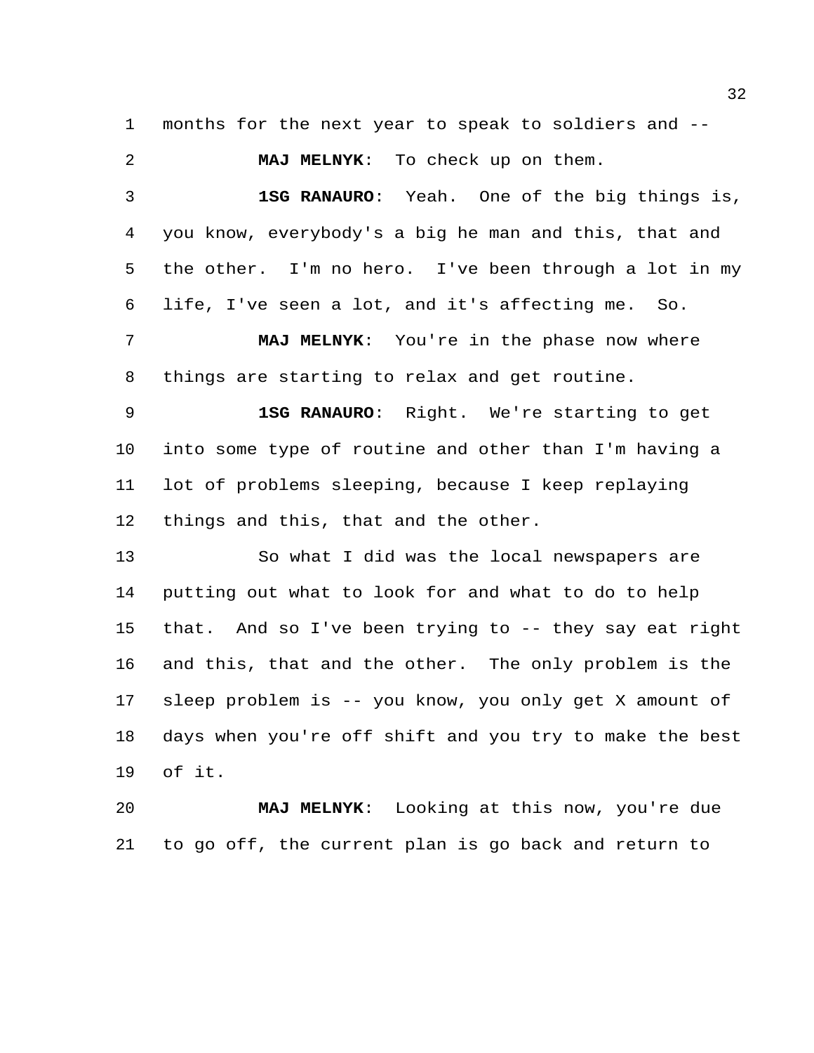months for the next year to speak to soldiers and --

**MAJ MELNYK**: To check up on them.

**1SG RANAURO**: Yeah. One of the big things is, you know, everybody's a big he man and this, that and the other. I'm no hero. I've been through a lot in my life, I've seen a lot, and it's affecting me. So.

**MAJ MELNYK**: You're in the phase now where things are starting to relax and get routine.

**1SG RANAURO**: Right. We're starting to get into some type of routine and other than I'm having a lot of problems sleeping, because I keep replaying things and this, that and the other.

So what I did was the local newspapers are putting out what to look for and what to do to help that. And so I've been trying to -- they say eat right and this, that and the other. The only problem is the sleep problem is -- you know, you only get X amount of days when you're off shift and you try to make the best of it.

**MAJ MELNYK**: Looking at this now, you're due to go off, the current plan is go back and return to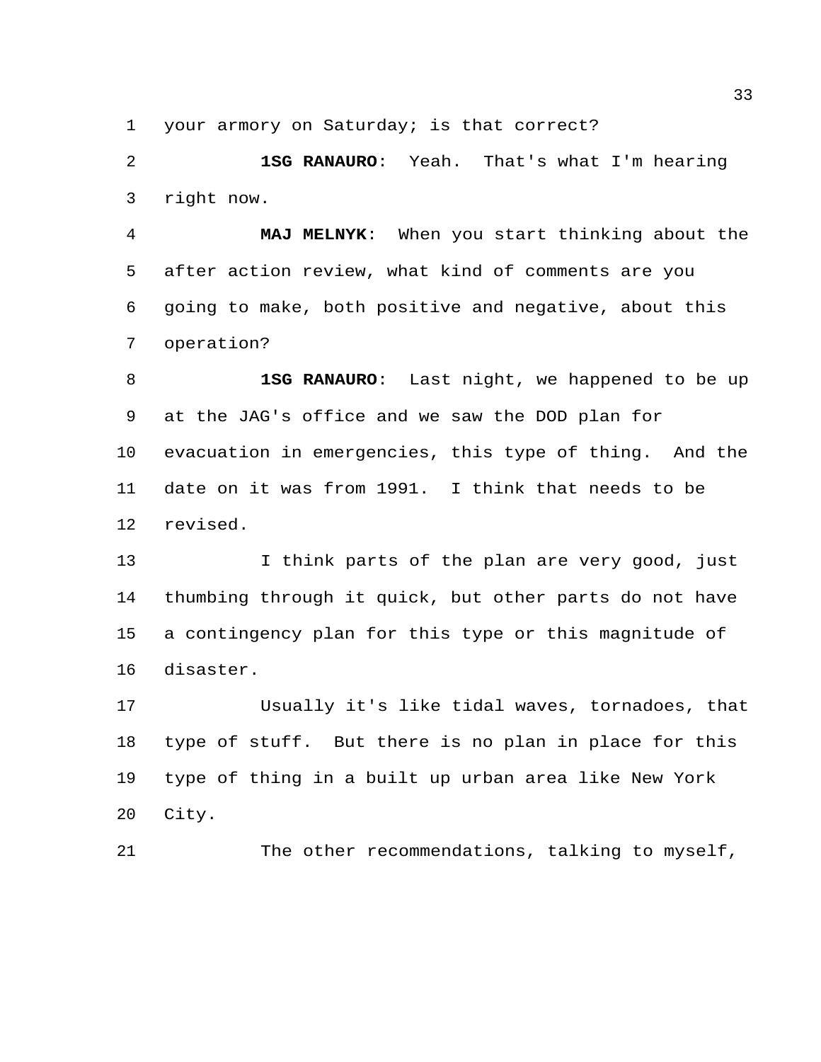your armory on Saturday; is that correct?

**1SG RANAURO**: Yeah. That's what I'm hearing right now.

**MAJ MELNYK**: When you start thinking about the after action review, what kind of comments are you going to make, both positive and negative, about this operation?

**1SG RANAURO**: Last night, we happened to be up at the JAG's office and we saw the DOD plan for evacuation in emergencies, this type of thing. And the date on it was from 1991. I think that needs to be revised.

I think parts of the plan are very good, just thumbing through it quick, but other parts do not have a contingency plan for this type or this magnitude of disaster.

Usually it's like tidal waves, tornadoes, that type of stuff. But there is no plan in place for this type of thing in a built up urban area like New York City.

The other recommendations, talking to myself,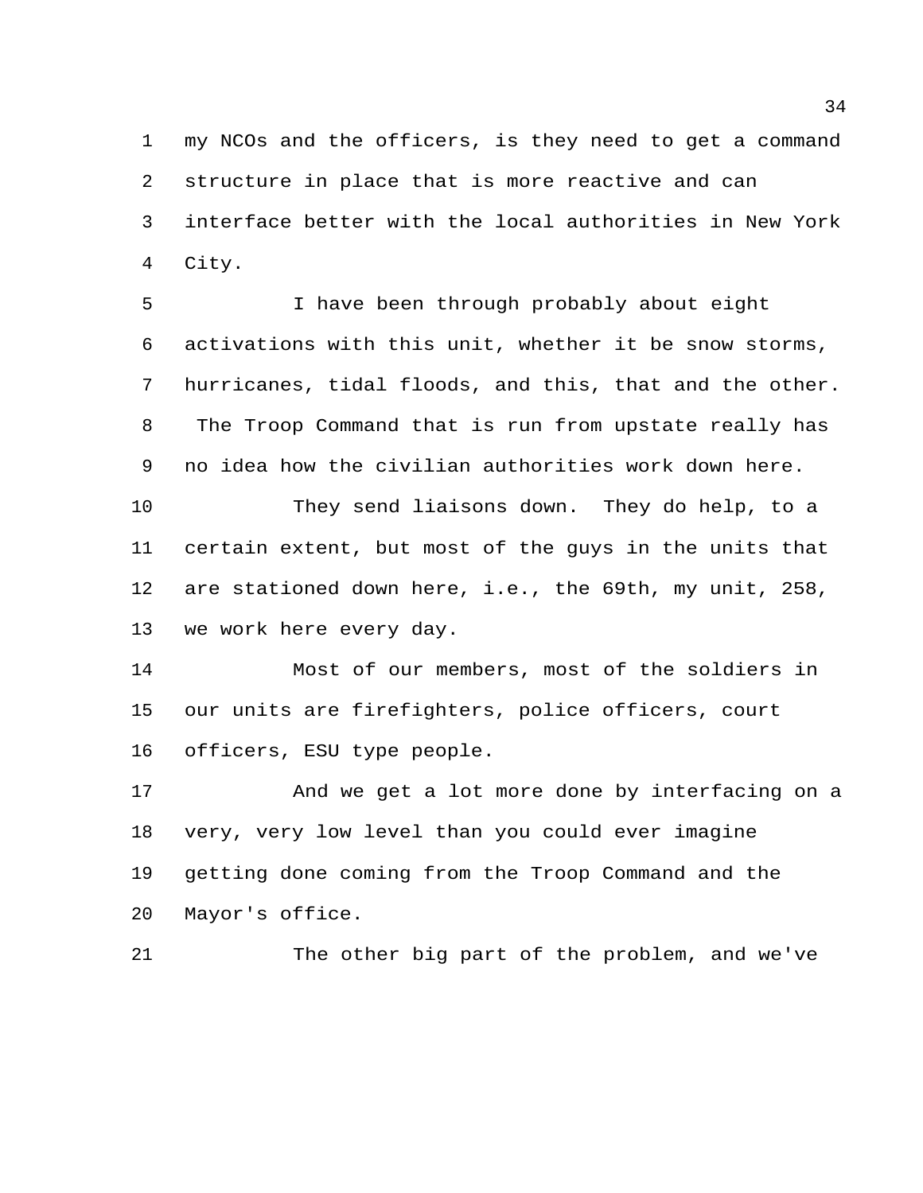my NCOs and the officers, is they need to get a command structure in place that is more reactive and can interface better with the local authorities in New York City.

I have been through probably about eight activations with this unit, whether it be snow storms, hurricanes, tidal floods, and this, that and the other. The Troop Command that is run from upstate really has no idea how the civilian authorities work down here.

They send liaisons down. They do help, to a certain extent, but most of the guys in the units that are stationed down here, i.e., the 69th, my unit, 258, we work here every day.

Most of our members, most of the soldiers in our units are firefighters, police officers, court officers, ESU type people.

And we get a lot more done by interfacing on a very, very low level than you could ever imagine getting done coming from the Troop Command and the Mayor's office.

The other big part of the problem, and we've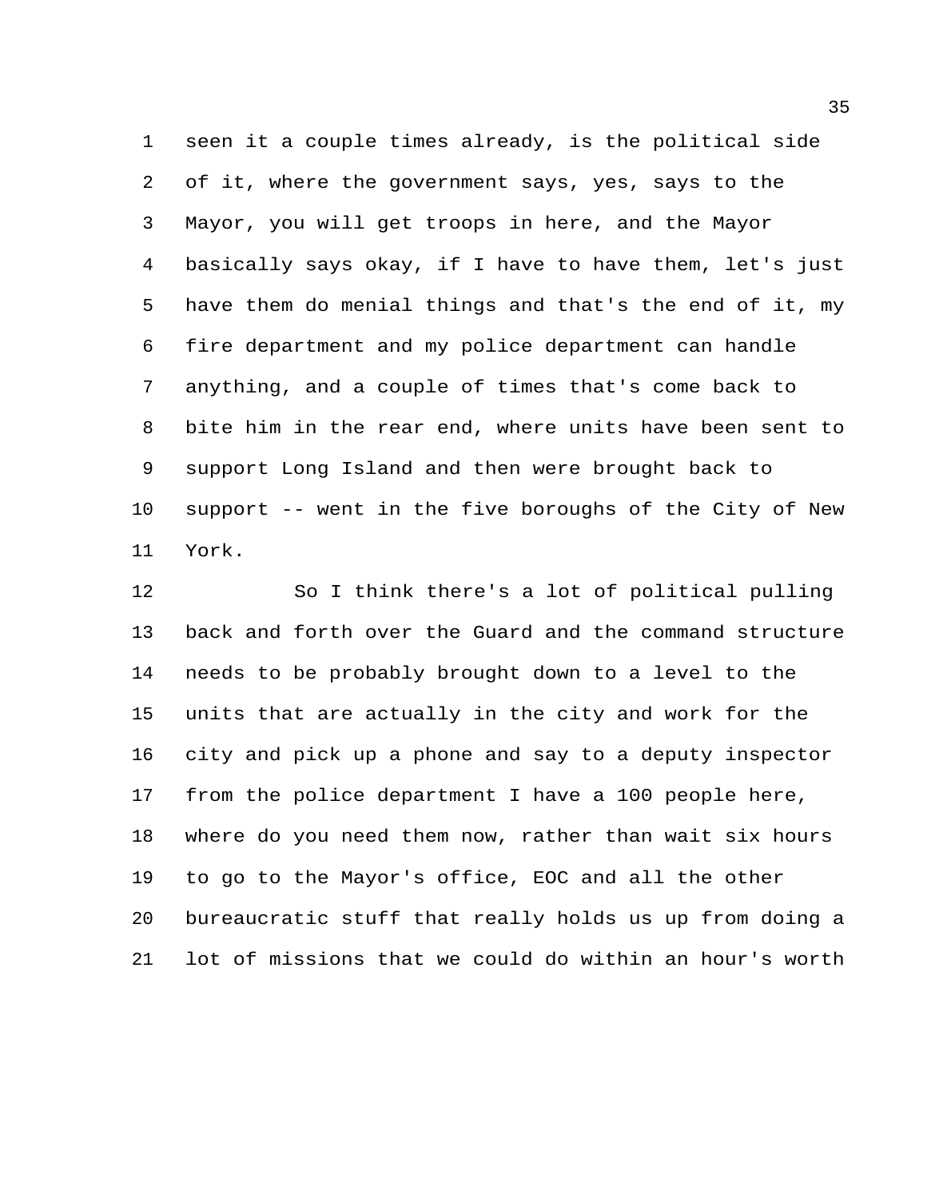seen it a couple times already, is the political side of it, where the government says, yes, says to the Mayor, you will get troops in here, and the Mayor basically says okay, if I have to have them, let's just have them do menial things and that's the end of it, my fire department and my police department can handle anything, and a couple of times that's come back to bite him in the rear end, where units have been sent to support Long Island and then were brought back to support -- went in the five boroughs of the City of New York.

So I think there's a lot of political pulling back and forth over the Guard and the command structure needs to be probably brought down to a level to the units that are actually in the city and work for the city and pick up a phone and say to a deputy inspector from the police department I have a 100 people here, where do you need them now, rather than wait six hours to go to the Mayor's office, EOC and all the other bureaucratic stuff that really holds us up from doing a lot of missions that we could do within an hour's worth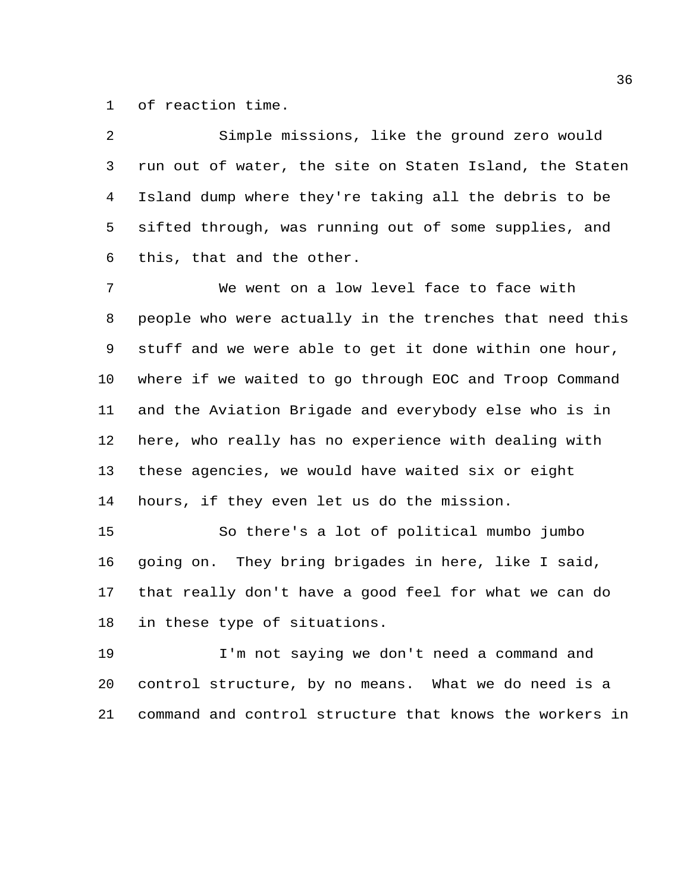of reaction time.

Simple missions, like the ground zero would run out of water, the site on Staten Island, the Staten Island dump where they're taking all the debris to be sifted through, was running out of some supplies, and this, that and the other.

We went on a low level face to face with people who were actually in the trenches that need this stuff and we were able to get it done within one hour, where if we waited to go through EOC and Troop Command and the Aviation Brigade and everybody else who is in here, who really has no experience with dealing with these agencies, we would have waited six or eight hours, if they even let us do the mission.

So there's a lot of political mumbo jumbo going on. They bring brigades in here, like I said, that really don't have a good feel for what we can do in these type of situations.

I'm not saying we don't need a command and control structure, by no means. What we do need is a command and control structure that knows the workers in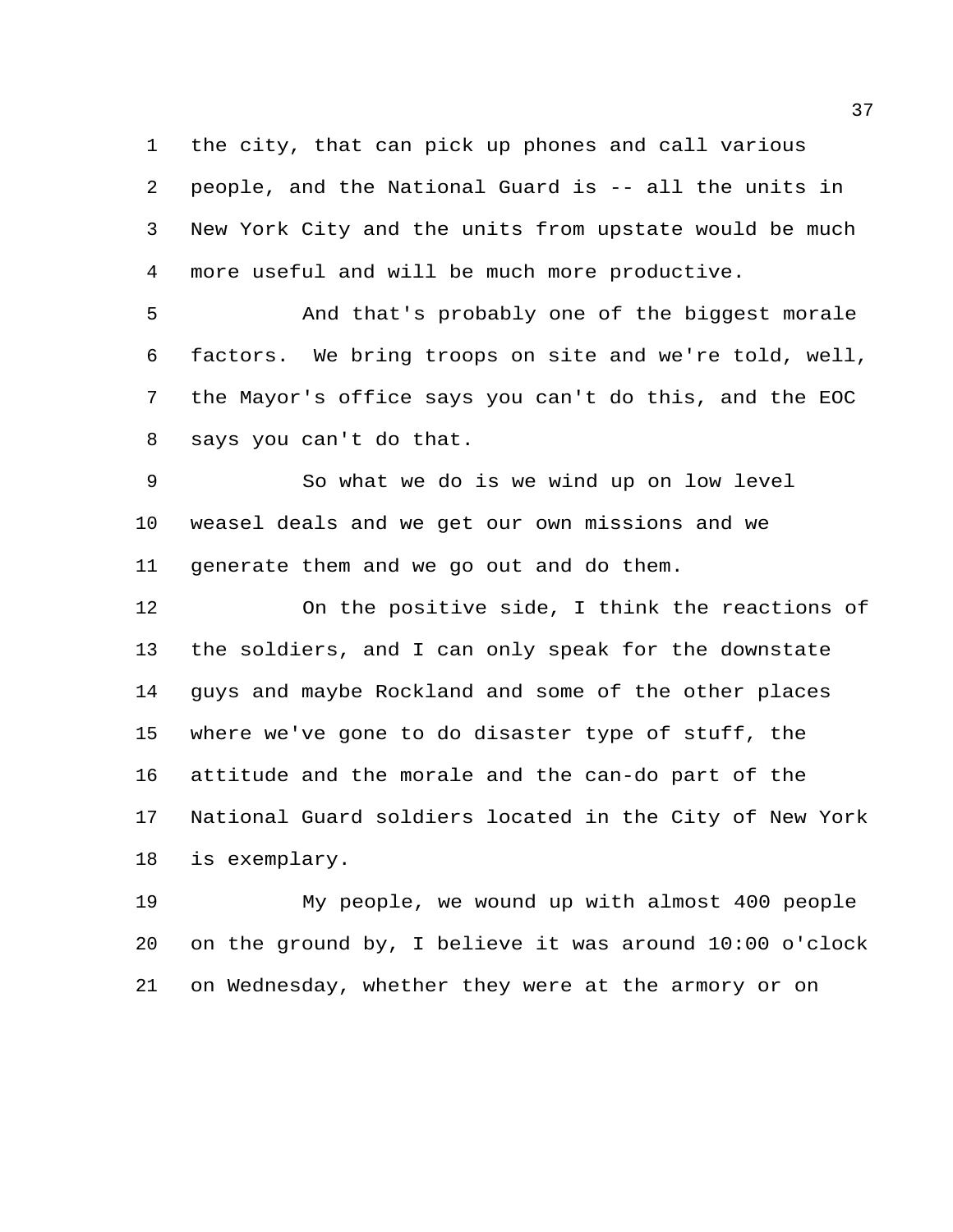the city, that can pick up phones and call various people, and the National Guard is -- all the units in New York City and the units from upstate would be much more useful and will be much more productive.

And that's probably one of the biggest morale factors. We bring troops on site and we're told, well, the Mayor's office says you can't do this, and the EOC says you can't do that.

So what we do is we wind up on low level weasel deals and we get our own missions and we generate them and we go out and do them.

On the positive side, I think the reactions of the soldiers, and I can only speak for the downstate guys and maybe Rockland and some of the other places where we've gone to do disaster type of stuff, the attitude and the morale and the can-do part of the National Guard soldiers located in the City of New York is exemplary.

My people, we wound up with almost 400 people on the ground by, I believe it was around 10:00 o'clock on Wednesday, whether they were at the armory or on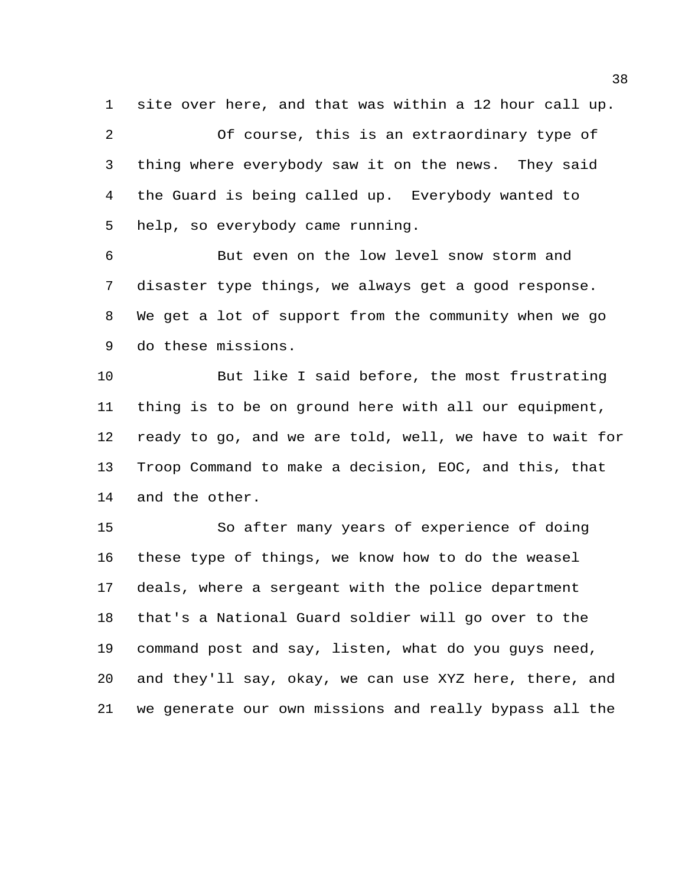site over here, and that was within a 12 hour call up.

Of course, this is an extraordinary type of thing where everybody saw it on the news. They said the Guard is being called up. Everybody wanted to help, so everybody came running.

But even on the low level snow storm and disaster type things, we always get a good response. We get a lot of support from the community when we go do these missions.

But like I said before, the most frustrating thing is to be on ground here with all our equipment, ready to go, and we are told, well, we have to wait for Troop Command to make a decision, EOC, and this, that and the other.

So after many years of experience of doing these type of things, we know how to do the weasel deals, where a sergeant with the police department that's a National Guard soldier will go over to the command post and say, listen, what do you guys need, and they'll say, okay, we can use XYZ here, there, and we generate our own missions and really bypass all the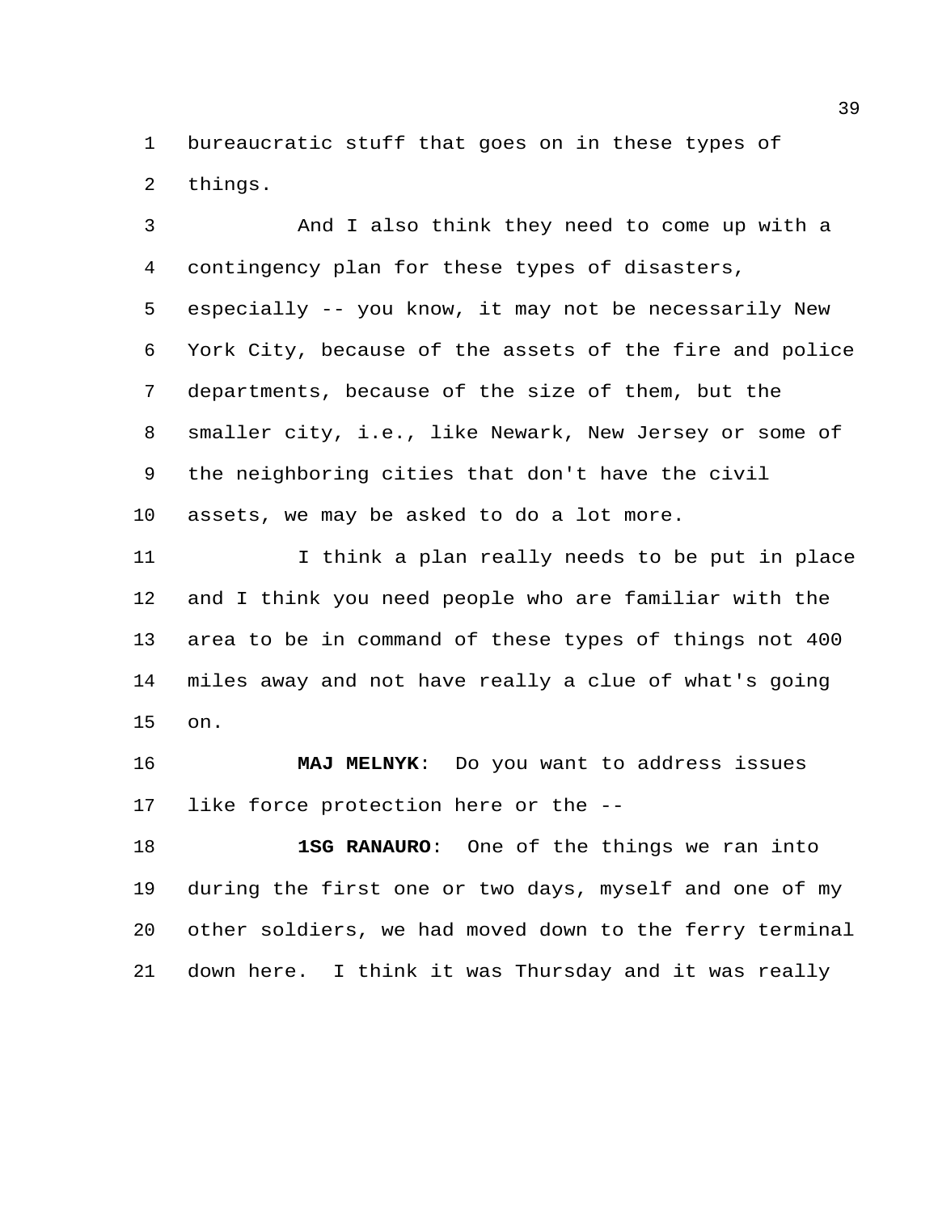bureaucratic stuff that goes on in these types of things.

And I also think they need to come up with a contingency plan for these types of disasters, especially -- you know, it may not be necessarily New York City, because of the assets of the fire and police departments, because of the size of them, but the smaller city, i.e., like Newark, New Jersey or some of the neighboring cities that don't have the civil assets, we may be asked to do a lot more.

I think a plan really needs to be put in place and I think you need people who are familiar with the area to be in command of these types of things not 400 miles away and not have really a clue of what's going on.

**MAJ MELNYK**: Do you want to address issues like force protection here or the --

**1SG RANAURO**: One of the things we ran into during the first one or two days, myself and one of my other soldiers, we had moved down to the ferry terminal down here. I think it was Thursday and it was really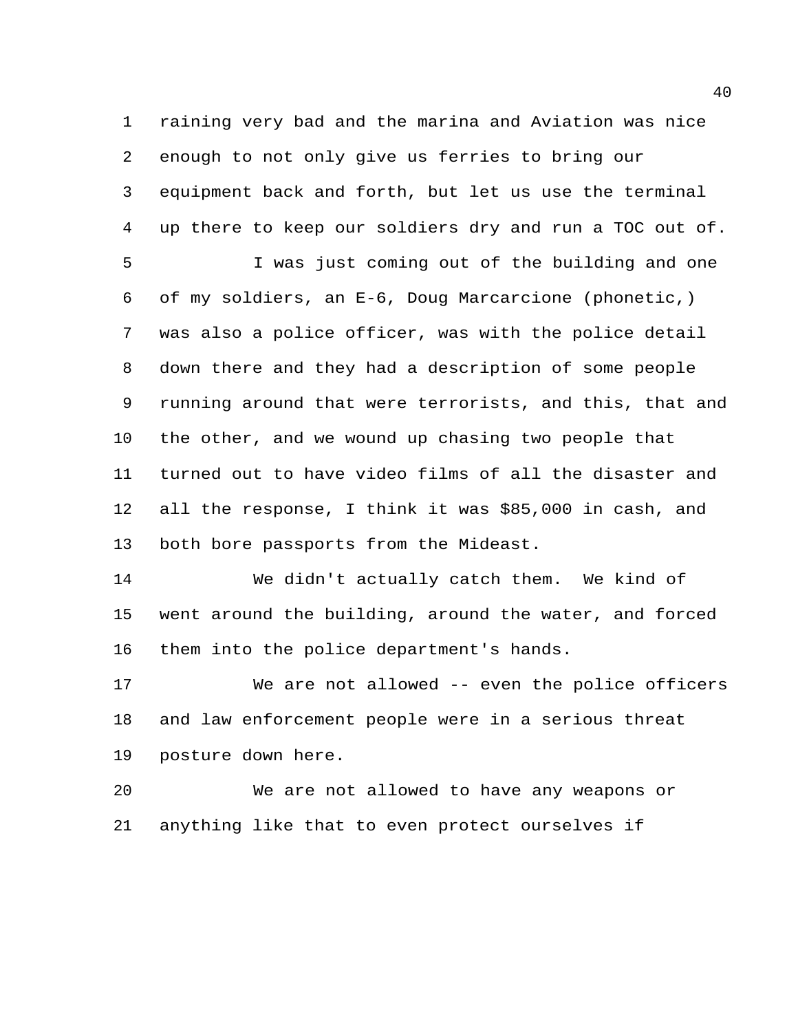raining very bad and the marina and Aviation was nice enough to not only give us ferries to bring our equipment back and forth, but let us use the terminal up there to keep our soldiers dry and run a TOC out of.

I was just coming out of the building and one of my soldiers, an E-6, Doug Marcarcione (phonetic,) was also a police officer, was with the police detail down there and they had a description of some people running around that were terrorists, and this, that and the other, and we wound up chasing two people that turned out to have video films of all the disaster and all the response, I think it was $85,000 in cash, and both bore passports from the Mideast.

We didn't actually catch them. We kind of went around the building, around the water, and forced them into the police department's hands.

We are not allowed -- even the police officers and law enforcement people were in a serious threat posture down here.

We are not allowed to have any weapons or anything like that to even protect ourselves if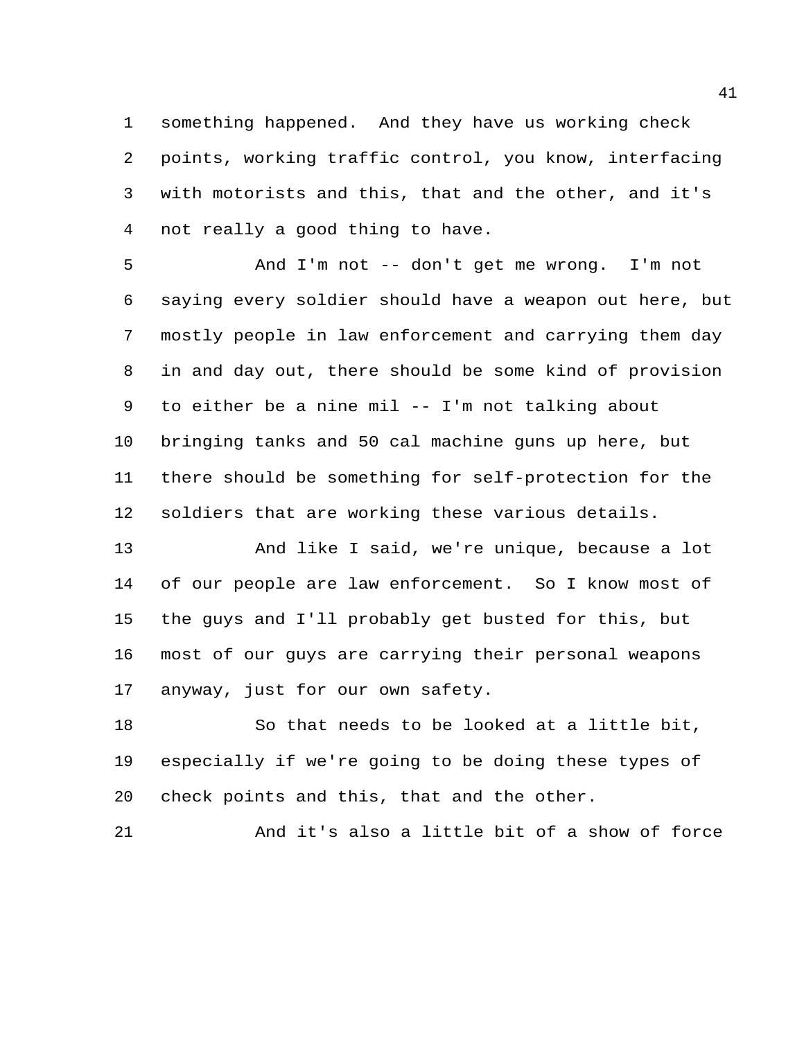something happened. And they have us working check points, working traffic control, you know, interfacing with motorists and this, that and the other, and it's not really a good thing to have.

And I'm not -- don't get me wrong. I'm not saying every soldier should have a weapon out here, but mostly people in law enforcement and carrying them day in and day out, there should be some kind of provision to either be a nine mil -- I'm not talking about bringing tanks and 50 cal machine guns up here, but there should be something for self-protection for the soldiers that are working these various details.

And like I said, we're unique, because a lot of our people are law enforcement. So I know most of the guys and I'll probably get busted for this, but most of our guys are carrying their personal weapons anyway, just for our own safety.

So that needs to be looked at a little bit, especially if we're going to be doing these types of check points and this, that and the other.

And it's also a little bit of a show of force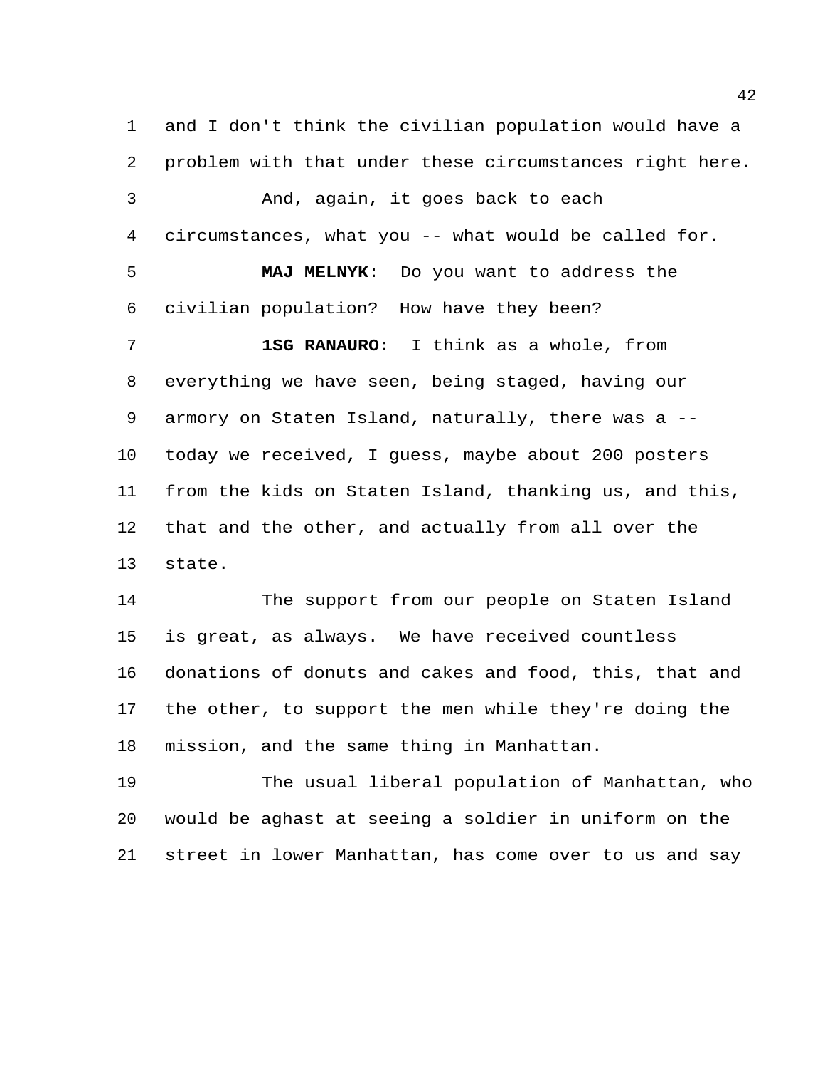and I don't think the civilian population would have a problem with that under these circumstances right here.

And, again, it goes back to each circumstances, what you -- what would be called for.

**MAJ MELNYK**: Do you want to address the civilian population? How have they been?

**1SG RANAURO**: I think as a whole, from everything we have seen, being staged, having our armory on Staten Island, naturally, there was a -- today we received, I guess, maybe about 200 posters from the kids on Staten Island, thanking us, and this, that and the other, and actually from all over the state.

The support from our people on Staten Island is great, as always. We have received countless donations of donuts and cakes and food, this, that and the other, to support the men while they're doing the mission, and the same thing in Manhattan.

The usual liberal population of Manhattan, who would be aghast at seeing a soldier in uniform on the street in lower Manhattan, has come over to us and say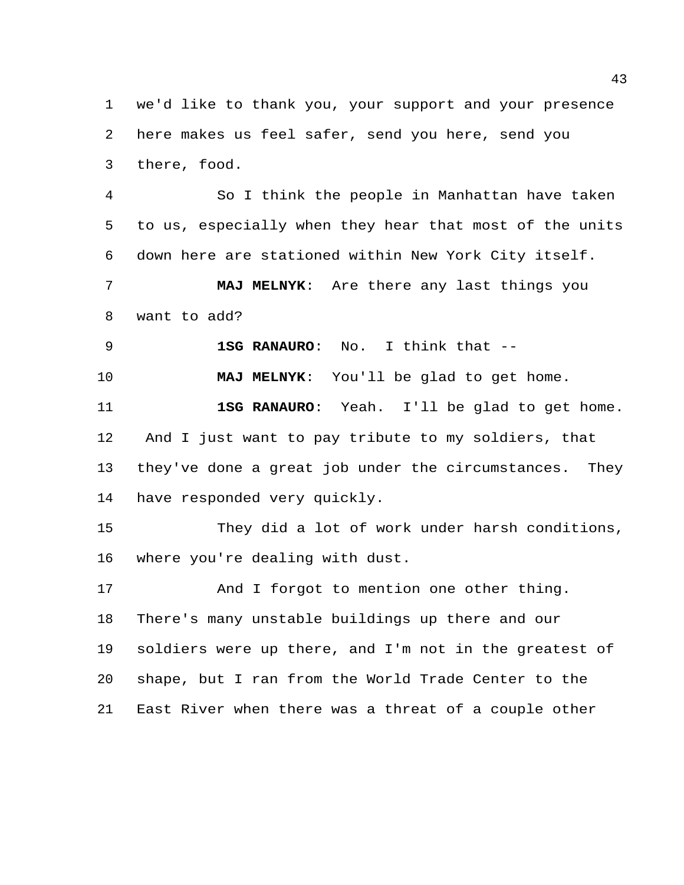we'd like to thank you, your support and your presence here makes us feel safer, send you here, send you there, food.

So I think the people in Manhattan have taken to us, especially when they hear that most of the units down here are stationed within New York City itself.

**MAJ MELNYK**: Are there any last things you want to add?

**1SG RANAURO**: No. I think that --

**MAJ MELNYK**: You'll be glad to get home.

**1SG RANAURO**: Yeah. I'll be glad to get home. And I just want to pay tribute to my soldiers, that they've done a great job under the circumstances. They have responded very quickly.

They did a lot of work under harsh conditions, where you're dealing with dust.

And I forgot to mention one other thing. There's many unstable buildings up there and our soldiers were up there, and I'm not in the greatest of shape, but I ran from the World Trade Center to the East River when there was a threat of a couple other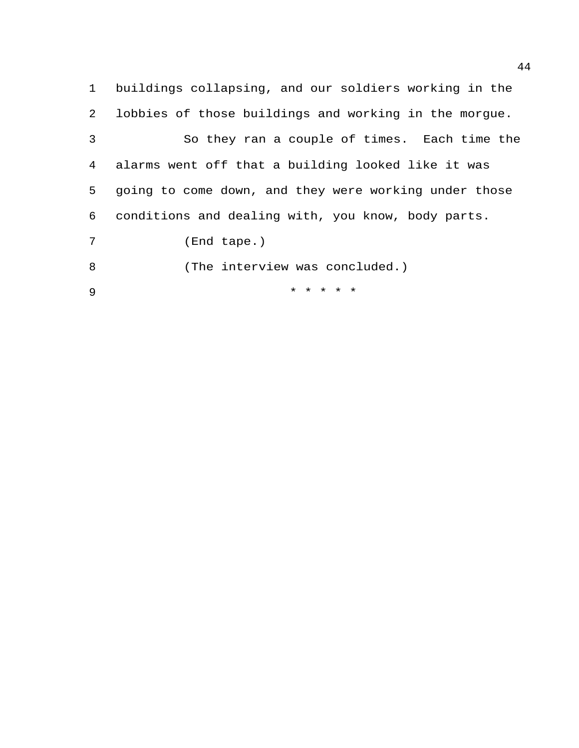buildings collapsing, and our soldiers working in the lobbies of those buildings and working in the morgue.

So they ran a couple of times. Each time the alarms went off that a building looked like it was going to come down, and they were working under those conditions and dealing with, you know, body parts.

(End tape.)

(The interview was concluded.)

* * * * *